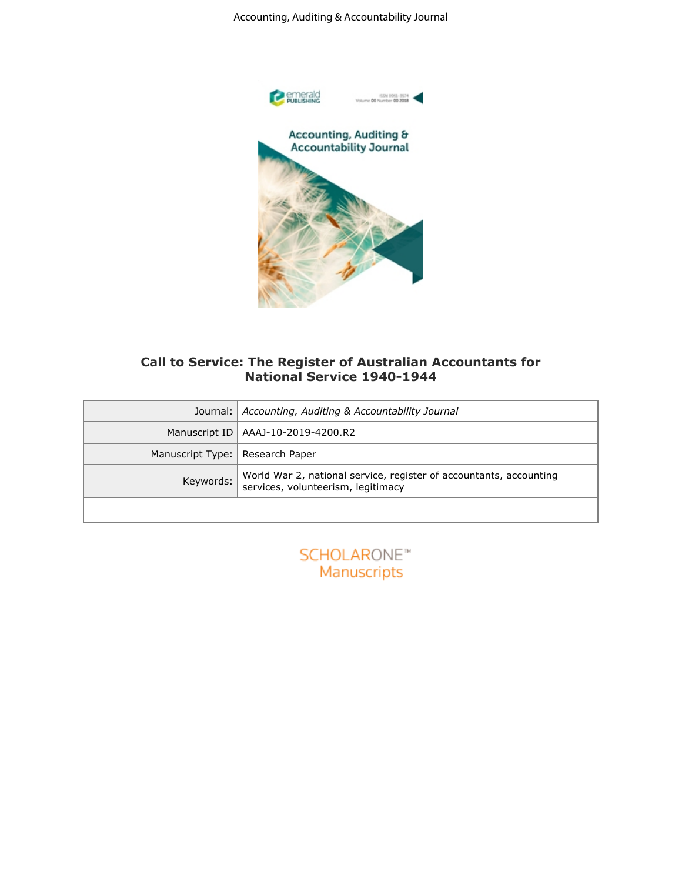# Call to Service: The Register of Australian Accountants for National Service 1940-1944

| | |
|---|---|
| Journal: | *Accounting, Auditing & Accountability Journal* |
| Manuscript ID | AAAJ-10-2019-4200.R2 |
| Manuscript Type: | Research Paper |
| Keywords: | World War 2, national service, register of accountants, accounting services, volunteerism, legitimacy |
| | |

SCHOLARONE™
Manuscripts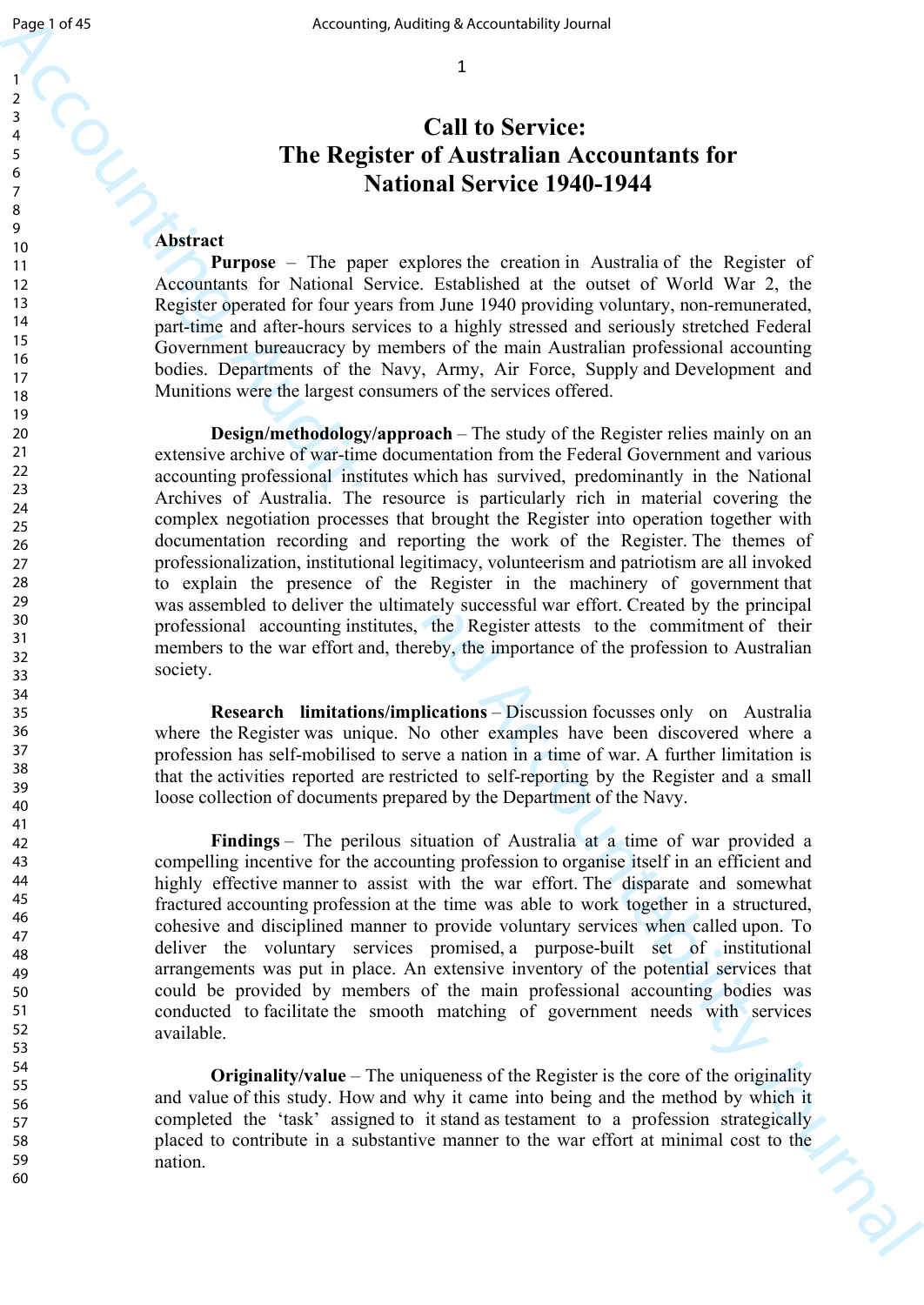# Call to Service: The Register of Australian Accountants for National Service 1940-1944

## Abstract

**Purpose** – The paper explores the creation in Australia of the Register of Accountants for National Service. Established at the outset of World War 2, the Register operated for four years from June 1940 providing voluntary, non-remunerated, part-time and after-hours services to a highly stressed and seriously stretched Federal Government bureaucracy by members of the main Australian professional accounting bodies. Departments of the Navy, Army, Air Force, Supply and Development and Munitions were the largest consumers of the services offered.

**Design/methodology/approach** – The study of the Register relies mainly on an extensive archive of war-time documentation from the Federal Government and various accounting professional institutes which has survived, predominantly in the National Archives of Australia. The resource is particularly rich in material covering the complex negotiation processes that brought the Register into operation together with documentation recording and reporting the work of the Register. The themes of professionalization, institutional legitimacy, volunteerism and patriotism are all invoked to explain the presence of the Register in the machinery of government that was assembled to deliver the ultimately successful war effort. Created by the principal professional accounting institutes, the Register attests to the commitment of their members to the war effort and, thereby, the importance of the profession to Australian society.

**Research limitations/implications** – Discussion focusses only on Australia where the Register was unique. No other examples have been discovered where a profession has self-mobilised to serve a nation in a time of war. A further limitation is that the activities reported are restricted to self-reporting by the Register and a small loose collection of documents prepared by the Department of the Navy.

**Findings** – The perilous situation of Australia at a time of war provided a compelling incentive for the accounting profession to organise itself in an efficient and highly effective manner to assist with the war effort. The disparate and somewhat fractured accounting profession at the time was able to work together in a structured, cohesive and disciplined manner to provide voluntary services when called upon. To deliver the voluntary services promised, a purpose-built set of institutional arrangements was put in place. An extensive inventory of the potential services that could be provided by members of the main professional accounting bodies was conducted to facilitate the smooth matching of government needs with services available.

**Originality/value** – The uniqueness of the Register is the core of the originality and value of this study. How and why it came into being and the method by which it completed the 'task' assigned to it stand as testament to a profession strategically placed to contribute in a substantive manner to the war effort at minimal cost to the nation.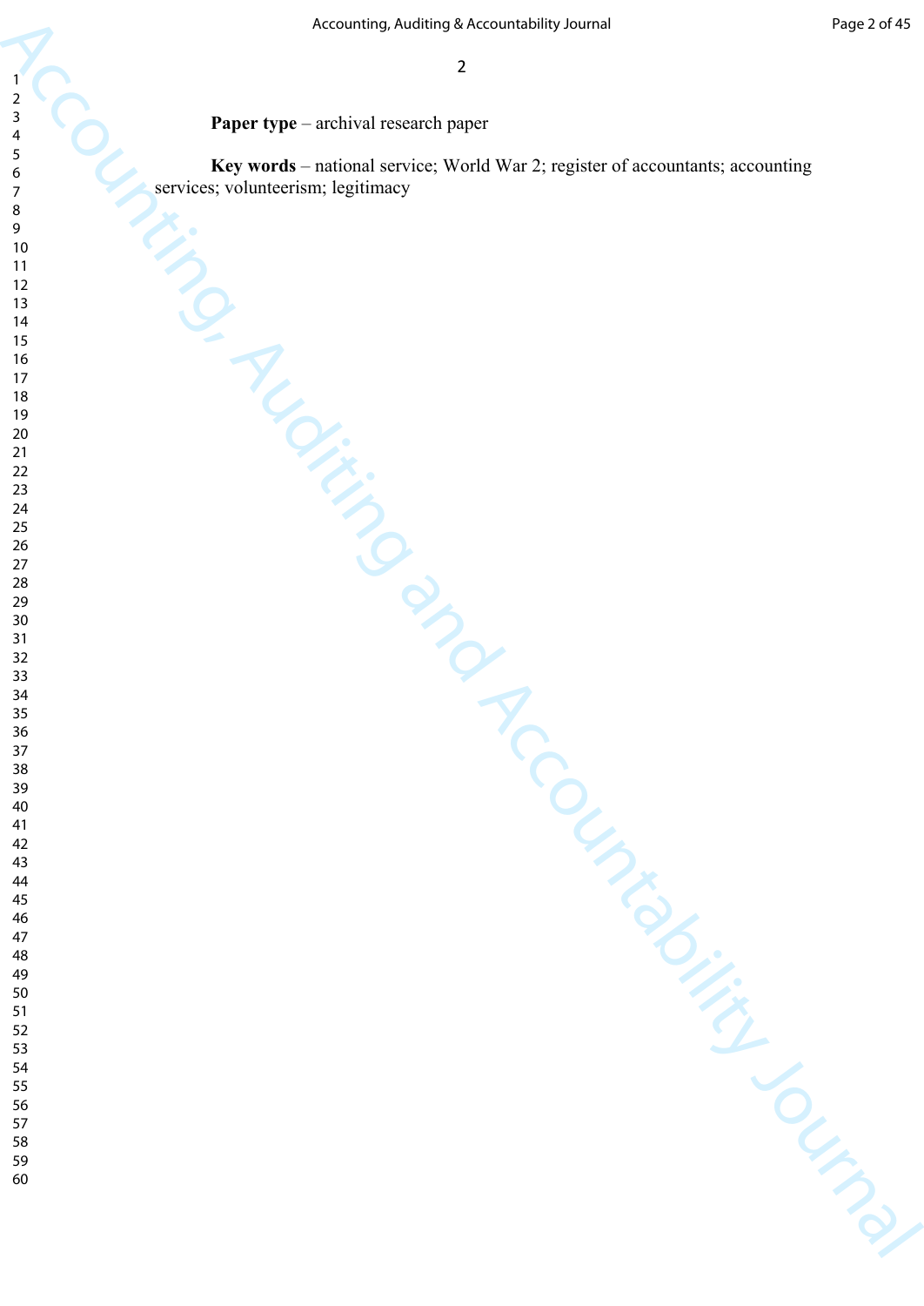**Paper type** – archival research paper

**Key words** – national service; World War 2; register of accountants; accounting services; volunteerism; legitimacy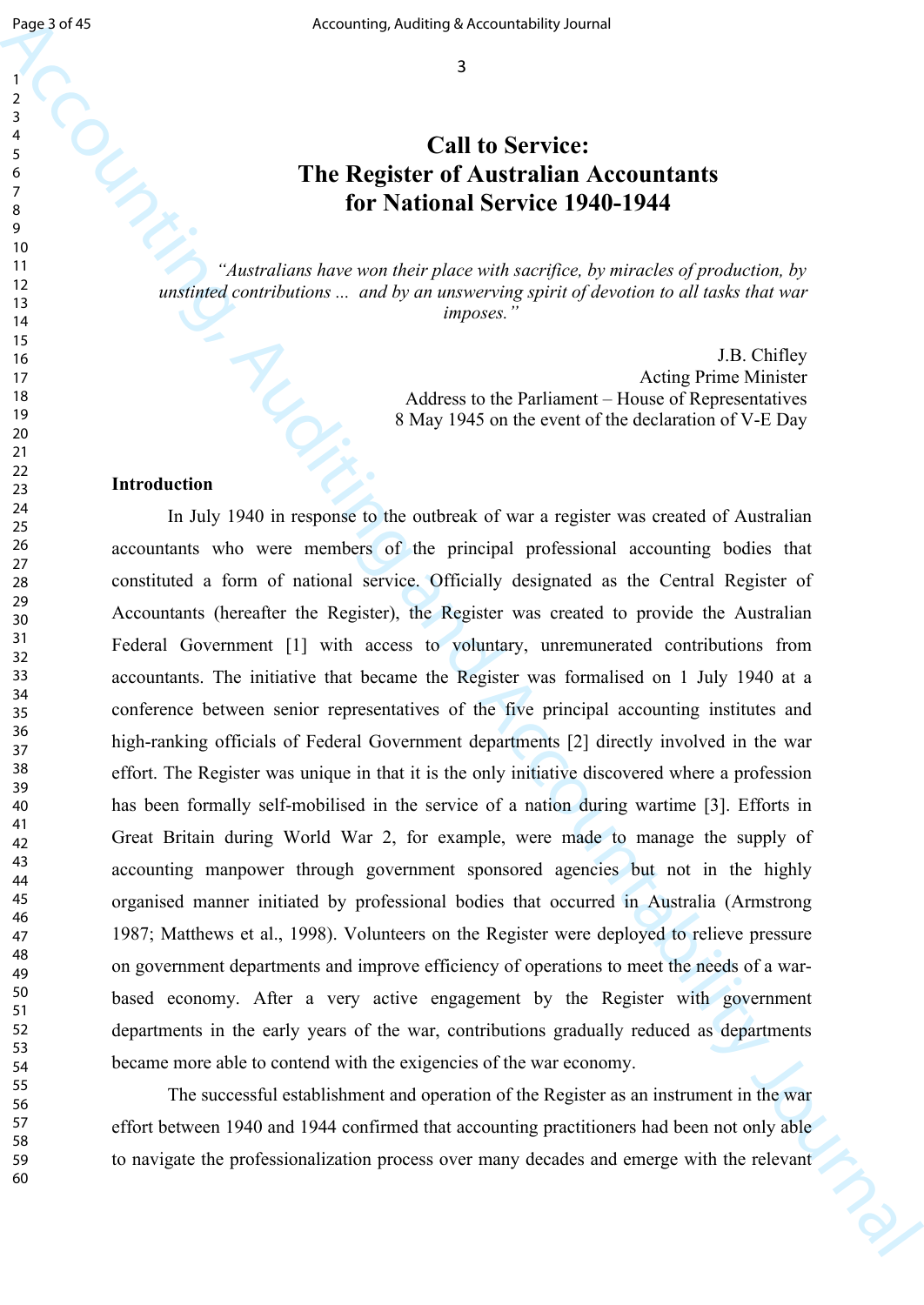# Call to Service: The Register of Australian Accountants for National Service 1940-1944

> *"Australians have won their place with sacrifice, by miracles of production, by unstinted contributions ... and by an unswerving spirit of devotion to all tasks that war imposes."*
>
> J.B. Chifley
> Acting Prime Minister
> Address to the Parliament – House of Representatives
> 8 May 1945 on the event of the declaration of V-E Day

## Introduction

In July 1940 in response to the outbreak of war a register was created of Australian accountants who were members of the principal professional accounting bodies that constituted a form of national service. Officially designated as the Central Register of Accountants (hereafter the Register), the Register was created to provide the Australian Federal Government [1] with access to voluntary, unremunerated contributions from accountants. The initiative that became the Register was formalised on 1 July 1940 at a conference between senior representatives of the five principal accounting institutes and high-ranking officials of Federal Government departments [2] directly involved in the war effort. The Register was unique in that it is the only initiative discovered where a profession has been formally self-mobilised in the service of a nation during wartime [3]. Efforts in Great Britain during World War 2, for example, were made to manage the supply of accounting manpower through government sponsored agencies but not in the highly organised manner initiated by professional bodies that occurred in Australia (Armstrong 1987; Matthews et al., 1998). Volunteers on the Register were deployed to relieve pressure on government departments and improve efficiency of operations to meet the needs of a war-based economy. After a very active engagement by the Register with government departments in the early years of the war, contributions gradually reduced as departments became more able to contend with the exigencies of the war economy.

The successful establishment and operation of the Register as an instrument in the war effort between 1940 and 1944 confirmed that accounting practitioners had been not only able to navigate the professionalization process over many decades and emerge with the relevant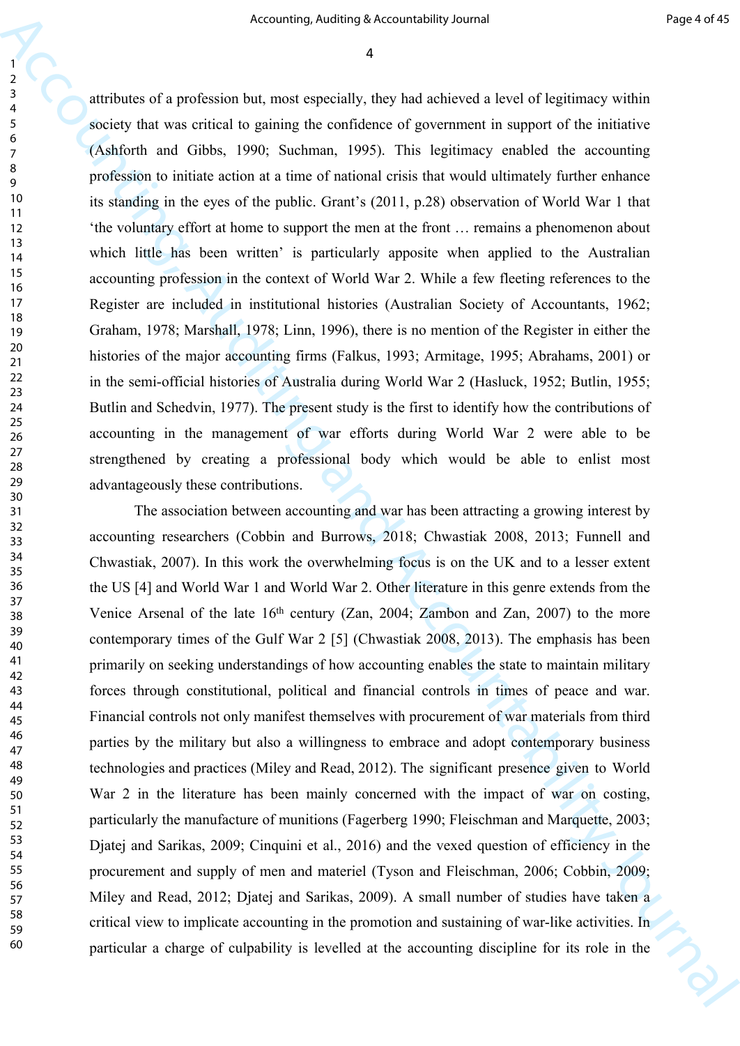attributes of a profession but, most especially, they had achieved a level of legitimacy within society that was critical to gaining the confidence of government in support of the initiative (Ashforth and Gibbs, 1990; Suchman, 1995). This legitimacy enabled the accounting profession to initiate action at a time of national crisis that would ultimately further enhance its standing in the eyes of the public. Grant's (2011, p.28) observation of World War 1 that 'the voluntary effort at home to support the men at the front … remains a phenomenon about which little has been written' is particularly apposite when applied to the Australian accounting profession in the context of World War 2. While a few fleeting references to the Register are included in institutional histories (Australian Society of Accountants, 1962; Graham, 1978; Marshall, 1978; Linn, 1996), there is no mention of the Register in either the histories of the major accounting firms (Falkus, 1993; Armitage, 1995; Abrahams, 2001) or in the semi-official histories of Australia during World War 2 (Hasluck, 1952; Butlin, 1955; Butlin and Schedvin, 1977). The present study is the first to identify how the contributions of accounting in the management of war efforts during World War 2 were able to be strengthened by creating a professional body which would be able to enlist most advantageously these contributions.

The association between accounting and war has been attracting a growing interest by accounting researchers (Cobbin and Burrows, 2018; Chwastiak 2008, 2013; Funnell and Chwastiak, 2007). In this work the overwhelming focus is on the UK and to a lesser extent the US [4] and World War 1 and World War 2. Other literature in this genre extends from the Venice Arsenal of the late 16th century (Zan, 2004; Zambon and Zan, 2007) to the more contemporary times of the Gulf War 2 [5] (Chwastiak 2008, 2013). The emphasis has been primarily on seeking understandings of how accounting enables the state to maintain military forces through constitutional, political and financial controls in times of peace and war. Financial controls not only manifest themselves with procurement of war materials from third parties by the military but also a willingness to embrace and adopt contemporary business technologies and practices (Miley and Read, 2012). The significant presence given to World War 2 in the literature has been mainly concerned with the impact of war on costing, particularly the manufacture of munitions (Fagerberg 1990; Fleischman and Marquette, 2003; Djatej and Sarikas, 2009; Cinquini et al., 2016) and the vexed question of efficiency in the procurement and supply of men and materiel (Tyson and Fleischman, 2006; Cobbin, 2009; Miley and Read, 2012; Djatej and Sarikas, 2009). A small number of studies have taken a critical view to implicate accounting in the promotion and sustaining of war-like activities. In particular a charge of culpability is levelled at the accounting discipline for its role in the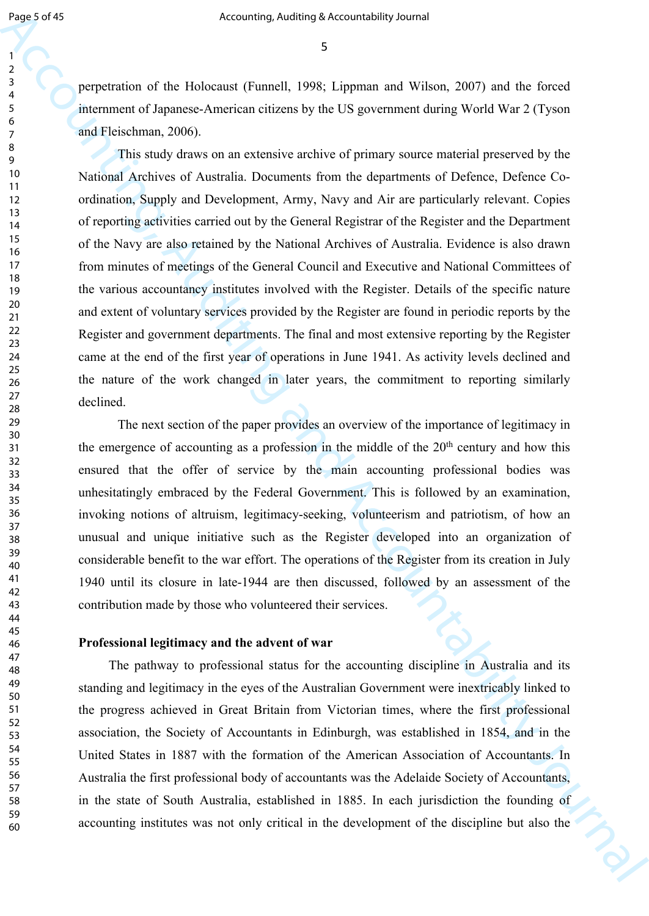perpetration of the Holocaust (Funnell, 1998; Lippman and Wilson, 2007) and the forced internment of Japanese-American citizens by the US government during World War 2 (Tyson and Fleischman, 2006).

This study draws on an extensive archive of primary source material preserved by the National Archives of Australia. Documents from the departments of Defence, Defence Co-ordination, Supply and Development, Army, Navy and Air are particularly relevant. Copies of reporting activities carried out by the General Registrar of the Register and the Department of the Navy are also retained by the National Archives of Australia. Evidence is also drawn from minutes of meetings of the General Council and Executive and National Committees of the various accountancy institutes involved with the Register. Details of the specific nature and extent of voluntary services provided by the Register are found in periodic reports by the Register and government departments. The final and most extensive reporting by the Register came at the end of the first year of operations in June 1941. As activity levels declined and the nature of the work changed in later years, the commitment to reporting similarly declined.

The next section of the paper provides an overview of the importance of legitimacy in the emergence of accounting as a profession in the middle of the 20th century and how this ensured that the offer of service by the main accounting professional bodies was unhesitatingly embraced by the Federal Government. This is followed by an examination, invoking notions of altruism, legitimacy-seeking, volunteerism and patriotism, of how an unusual and unique initiative such as the Register developed into an organization of considerable benefit to the war effort. The operations of the Register from its creation in July 1940 until its closure in late-1944 are then discussed, followed by an assessment of the contribution made by those who volunteered their services.

## Professional legitimacy and the advent of war

The pathway to professional status for the accounting discipline in Australia and its standing and legitimacy in the eyes of the Australian Government were inextricably linked to the progress achieved in Great Britain from Victorian times, where the first professional association, the Society of Accountants in Edinburgh, was established in 1854, and in the United States in 1887 with the formation of the American Association of Accountants. In Australia the first professional body of accountants was the Adelaide Society of Accountants, in the state of South Australia, established in 1885. In each jurisdiction the founding of accounting institutes was not only critical in the development of the discipline but also the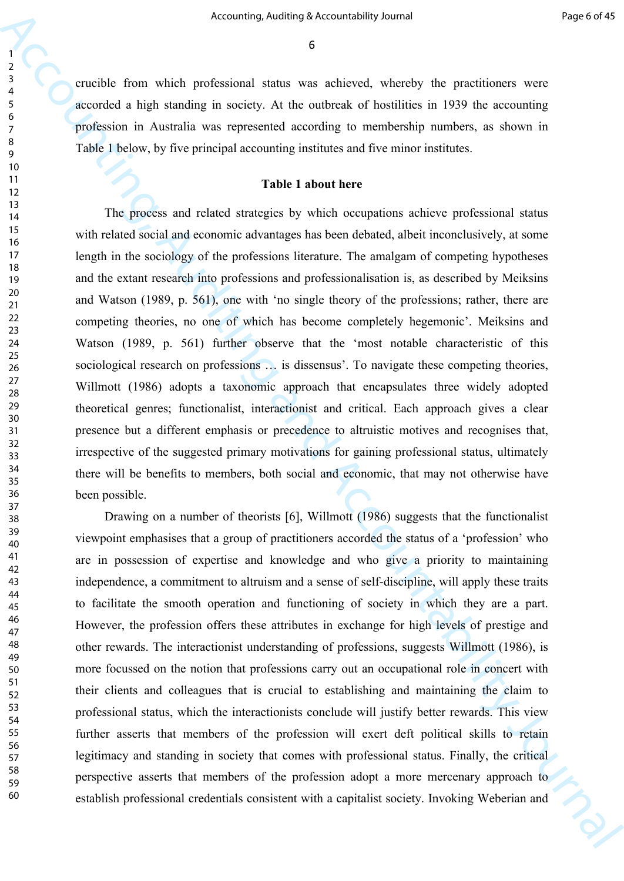crucible from which professional status was achieved, whereby the practitioners were accorded a high standing in society. At the outbreak of hostilities in 1939 the accounting profession in Australia was represented according to membership numbers, as shown in Table 1 below, by five principal accounting institutes and five minor institutes.

**Table 1 about here**

The process and related strategies by which occupations achieve professional status with related social and economic advantages has been debated, albeit inconclusively, at some length in the sociology of the professions literature. The amalgam of competing hypotheses and the extant research into professions and professionalisation is, as described by Meiksins and Watson (1989, p. 561), one with 'no single theory of the professions; rather, there are competing theories, no one of which has become completely hegemonic'. Meiksins and Watson (1989, p. 561) further observe that the 'most notable characteristic of this sociological research on professions … is dissensus'. To navigate these competing theories, Willmott (1986) adopts a taxonomic approach that encapsulates three widely adopted theoretical genres; functionalist, interactionist and critical. Each approach gives a clear presence but a different emphasis or precedence to altruistic motives and recognises that, irrespective of the suggested primary motivations for gaining professional status, ultimately there will be benefits to members, both social and economic, that may not otherwise have been possible.

Drawing on a number of theorists [6], Willmott (1986) suggests that the functionalist viewpoint emphasises that a group of practitioners accorded the status of a 'profession' who are in possession of expertise and knowledge and who give a priority to maintaining independence, a commitment to altruism and a sense of self-discipline, will apply these traits to facilitate the smooth operation and functioning of society in which they are a part. However, the profession offers these attributes in exchange for high levels of prestige and other rewards. The interactionist understanding of professions, suggests Willmott (1986), is more focussed on the notion that professions carry out an occupational role in concert with their clients and colleagues that is crucial to establishing and maintaining the claim to professional status, which the interactionists conclude will justify better rewards. This view further asserts that members of the profession will exert deft political skills to retain legitimacy and standing in society that comes with professional status. Finally, the critical perspective asserts that members of the profession adopt a more mercenary approach to establish professional credentials consistent with a capitalist society. Invoking Weberian and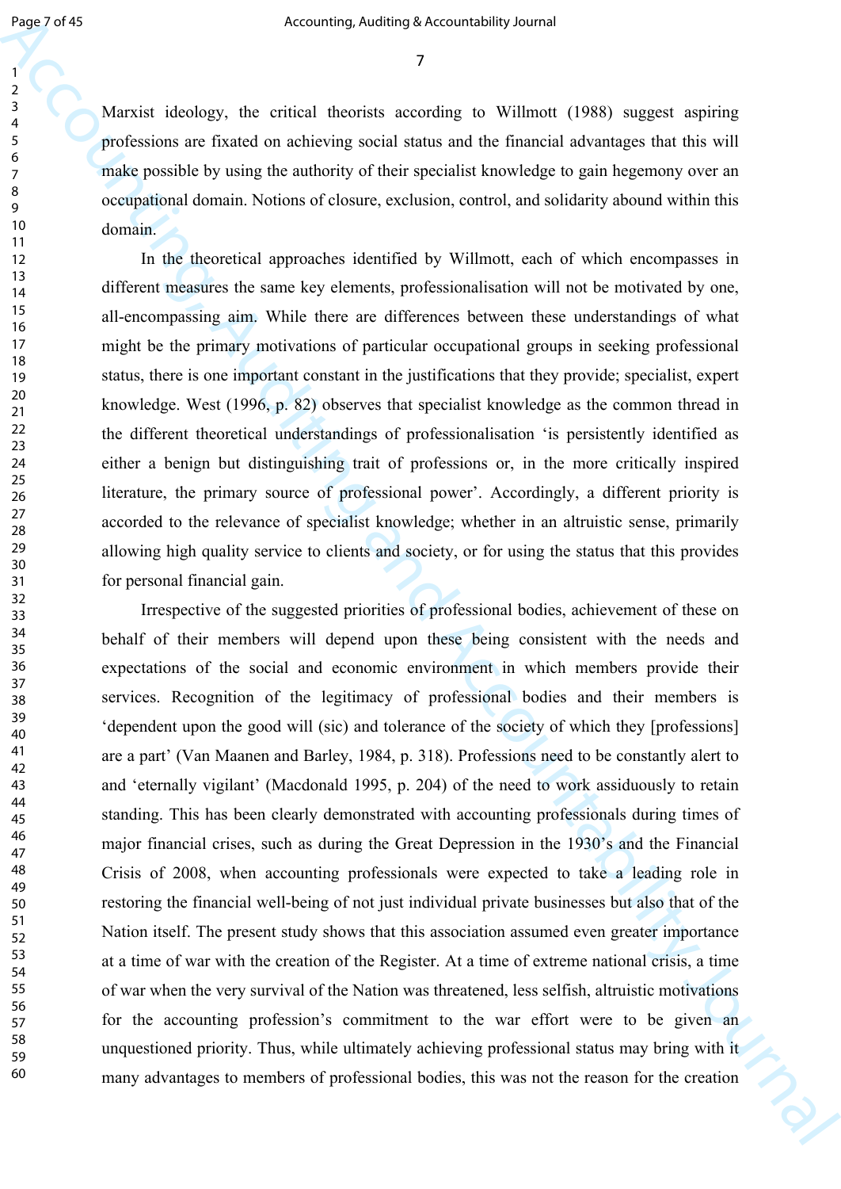Marxist ideology, the critical theorists according to Willmott (1988) suggest aspiring professions are fixated on achieving social status and the financial advantages that this will make possible by using the authority of their specialist knowledge to gain hegemony over an occupational domain. Notions of closure, exclusion, control, and solidarity abound within this domain.

In the theoretical approaches identified by Willmott, each of which encompasses in different measures the same key elements, professionalisation will not be motivated by one, all-encompassing aim. While there are differences between these understandings of what might be the primary motivations of particular occupational groups in seeking professional status, there is one important constant in the justifications that they provide; specialist, expert knowledge. West (1996, p. 82) observes that specialist knowledge as the common thread in the different theoretical understandings of professionalisation 'is persistently identified as either a benign but distinguishing trait of professions or, in the more critically inspired literature, the primary source of professional power'. Accordingly, a different priority is accorded to the relevance of specialist knowledge; whether in an altruistic sense, primarily allowing high quality service to clients and society, or for using the status that this provides for personal financial gain.

Irrespective of the suggested priorities of professional bodies, achievement of these on behalf of their members will depend upon these being consistent with the needs and expectations of the social and economic environment in which members provide their services. Recognition of the legitimacy of professional bodies and their members is 'dependent upon the good will (sic) and tolerance of the society of which they [professions] are a part' (Van Maanen and Barley, 1984, p. 318). Professions need to be constantly alert to and 'eternally vigilant' (Macdonald 1995, p. 204) of the need to work assiduously to retain standing. This has been clearly demonstrated with accounting professionals during times of major financial crises, such as during the Great Depression in the 1930's and the Financial Crisis of 2008, when accounting professionals were expected to take a leading role in restoring the financial well-being of not just individual private businesses but also that of the Nation itself. The present study shows that this association assumed even greater importance at a time of war with the creation of the Register. At a time of extreme national crisis, a time of war when the very survival of the Nation was threatened, less selfish, altruistic motivations for the accounting profession's commitment to the war effort were to be given an unquestioned priority. Thus, while ultimately achieving professional status may bring with it many advantages to members of professional bodies, this was not the reason for the creation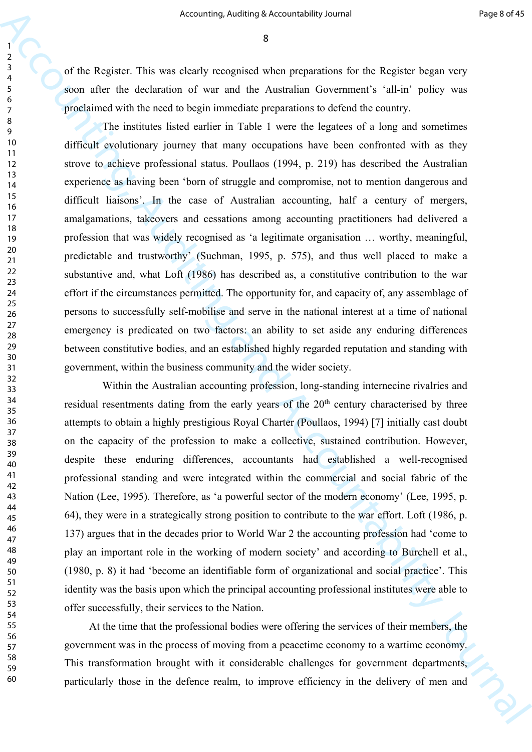of the Register. This was clearly recognised when preparations for the Register began very soon after the declaration of war and the Australian Government's 'all-in' policy was proclaimed with the need to begin immediate preparations to defend the country.

The institutes listed earlier in Table 1 were the legatees of a long and sometimes difficult evolutionary journey that many occupations have been confronted with as they strove to achieve professional status. Poullaos (1994, p. 219) has described the Australian experience as having been 'born of struggle and compromise, not to mention dangerous and difficult liaisons'. In the case of Australian accounting, half a century of mergers, amalgamations, takeovers and cessations among accounting practitioners had delivered a profession that was widely recognised as 'a legitimate organisation … worthy, meaningful, predictable and trustworthy' (Suchman, 1995, p. 575), and thus well placed to make a substantive and, what Loft (1986) has described as, a constitutive contribution to the war effort if the circumstances permitted. The opportunity for, and capacity of, any assemblage of persons to successfully self-mobilise and serve in the national interest at a time of national emergency is predicated on two factors: an ability to set aside any enduring differences between constitutive bodies, and an established highly regarded reputation and standing with government, within the business community and the wider society.

Within the Australian accounting profession, long-standing internecine rivalries and residual resentments dating from the early years of the 20th century characterised by three attempts to obtain a highly prestigious Royal Charter (Poullaos, 1994) [7] initially cast doubt on the capacity of the profession to make a collective, sustained contribution. However, despite these enduring differences, accountants had established a well-recognised professional standing and were integrated within the commercial and social fabric of the Nation (Lee, 1995). Therefore, as 'a powerful sector of the modern economy' (Lee, 1995, p. 64), they were in a strategically strong position to contribute to the war effort. Loft (1986, p. 137) argues that in the decades prior to World War 2 the accounting profession had 'come to play an important role in the working of modern society' and according to Burchell et al., (1980, p. 8) it had 'become an identifiable form of organizational and social practice'. This identity was the basis upon which the principal accounting professional institutes were able to offer successfully, their services to the Nation.

At the time that the professional bodies were offering the services of their members, the government was in the process of moving from a peacetime economy to a wartime economy. This transformation brought with it considerable challenges for government departments, particularly those in the defence realm, to improve efficiency in the delivery of men and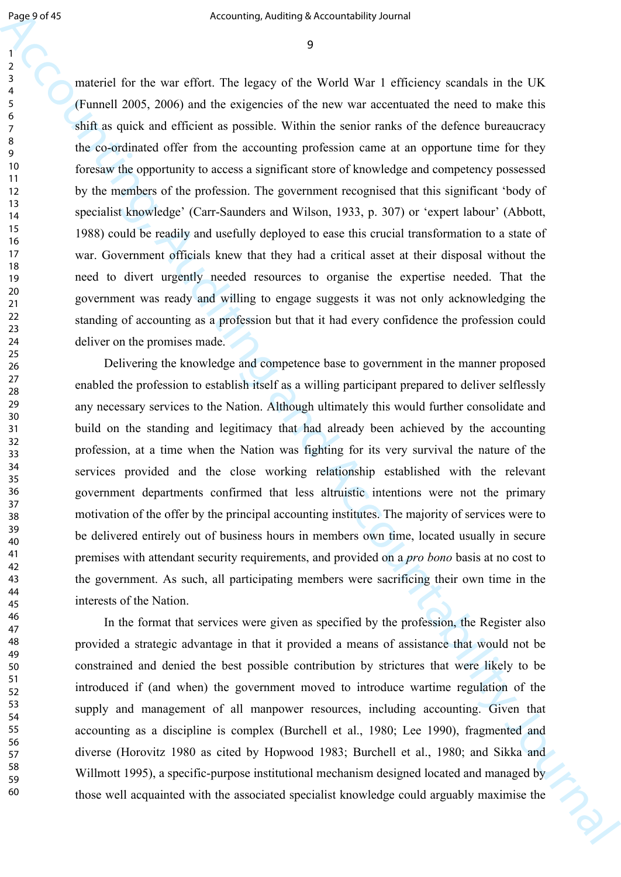materiel for the war effort. The legacy of the World War 1 efficiency scandals in the UK (Funnell 2005, 2006) and the exigencies of the new war accentuated the need to make this shift as quick and efficient as possible. Within the senior ranks of the defence bureaucracy the co-ordinated offer from the accounting profession came at an opportune time for they foresaw the opportunity to access a significant store of knowledge and competency possessed by the members of the profession. The government recognised that this significant 'body of specialist knowledge' (Carr-Saunders and Wilson, 1933, p. 307) or 'expert labour' (Abbott, 1988) could be readily and usefully deployed to ease this crucial transformation to a state of war. Government officials knew that they had a critical asset at their disposal without the need to divert urgently needed resources to organise the expertise needed. That the government was ready and willing to engage suggests it was not only acknowledging the standing of accounting as a profession but that it had every confidence the profession could deliver on the promises made.

Delivering the knowledge and competence base to government in the manner proposed enabled the profession to establish itself as a willing participant prepared to deliver selflessly any necessary services to the Nation. Although ultimately this would further consolidate and build on the standing and legitimacy that had already been achieved by the accounting profession, at a time when the Nation was fighting for its very survival the nature of the services provided and the close working relationship established with the relevant government departments confirmed that less altruistic intentions were not the primary motivation of the offer by the principal accounting institutes. The majority of services were to be delivered entirely out of business hours in members own time, located usually in secure premises with attendant security requirements, and provided on a *pro bono* basis at no cost to the government. As such, all participating members were sacrificing their own time in the interests of the Nation.

In the format that services were given as specified by the profession, the Register also provided a strategic advantage in that it provided a means of assistance that would not be constrained and denied the best possible contribution by strictures that were likely to be introduced if (and when) the government moved to introduce wartime regulation of the supply and management of all manpower resources, including accounting. Given that accounting as a discipline is complex (Burchell et al., 1980; Lee 1990), fragmented and diverse (Horovitz 1980 as cited by Hopwood 1983; Burchell et al., 1980; and Sikka and Willmott 1995), a specific-purpose institutional mechanism designed located and managed by those well acquainted with the associated specialist knowledge could arguably maximise the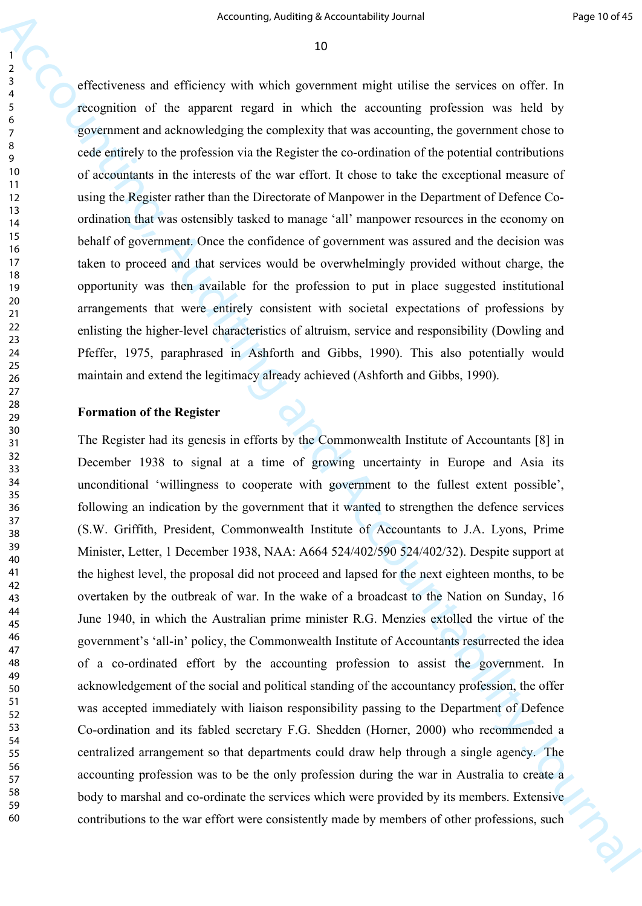effectiveness and efficiency with which government might utilise the services on offer. In recognition of the apparent regard in which the accounting profession was held by government and acknowledging the complexity that was accounting, the government chose to cede entirely to the profession via the Register the co-ordination of the potential contributions of accountants in the interests of the war effort. It chose to take the exceptional measure of using the Register rather than the Directorate of Manpower in the Department of Defence Co-ordination that was ostensibly tasked to manage 'all' manpower resources in the economy on behalf of government. Once the confidence of government was assured and the decision was taken to proceed and that services would be overwhelmingly provided without charge, the opportunity was then available for the profession to put in place suggested institutional arrangements that were entirely consistent with societal expectations of professions by enlisting the higher-level characteristics of altruism, service and responsibility (Dowling and Pfeffer, 1975, paraphrased in Ashforth and Gibbs, 1990). This also potentially would maintain and extend the legitimacy already achieved (Ashforth and Gibbs, 1990).

**Formation of the Register**

The Register had its genesis in efforts by the Commonwealth Institute of Accountants [8] in December 1938 to signal at a time of growing uncertainty in Europe and Asia its unconditional 'willingness to cooperate with government to the fullest extent possible', following an indication by the government that it wanted to strengthen the defence services (S.W. Griffith, President, Commonwealth Institute of Accountants to J.A. Lyons, Prime Minister, Letter, 1 December 1938, NAA: A664 524/402/590 524/402/32). Despite support at the highest level, the proposal did not proceed and lapsed for the next eighteen months, to be overtaken by the outbreak of war. In the wake of a broadcast to the Nation on Sunday, 16 June 1940, in which the Australian prime minister R.G. Menzies extolled the virtue of the government's 'all-in' policy, the Commonwealth Institute of Accountants resurrected the idea of a co-ordinated effort by the accounting profession to assist the government. In acknowledgement of the social and political standing of the accountancy profession, the offer was accepted immediately with liaison responsibility passing to the Department of Defence Co-ordination and its fabled secretary F.G. Shedden (Horner, 2000) who recommended a centralized arrangement so that departments could draw help through a single agency. The accounting profession was to be the only profession during the war in Australia to create a body to marshal and co-ordinate the services which were provided by its members. Extensive contributions to the war effort were consistently made by members of other professions, such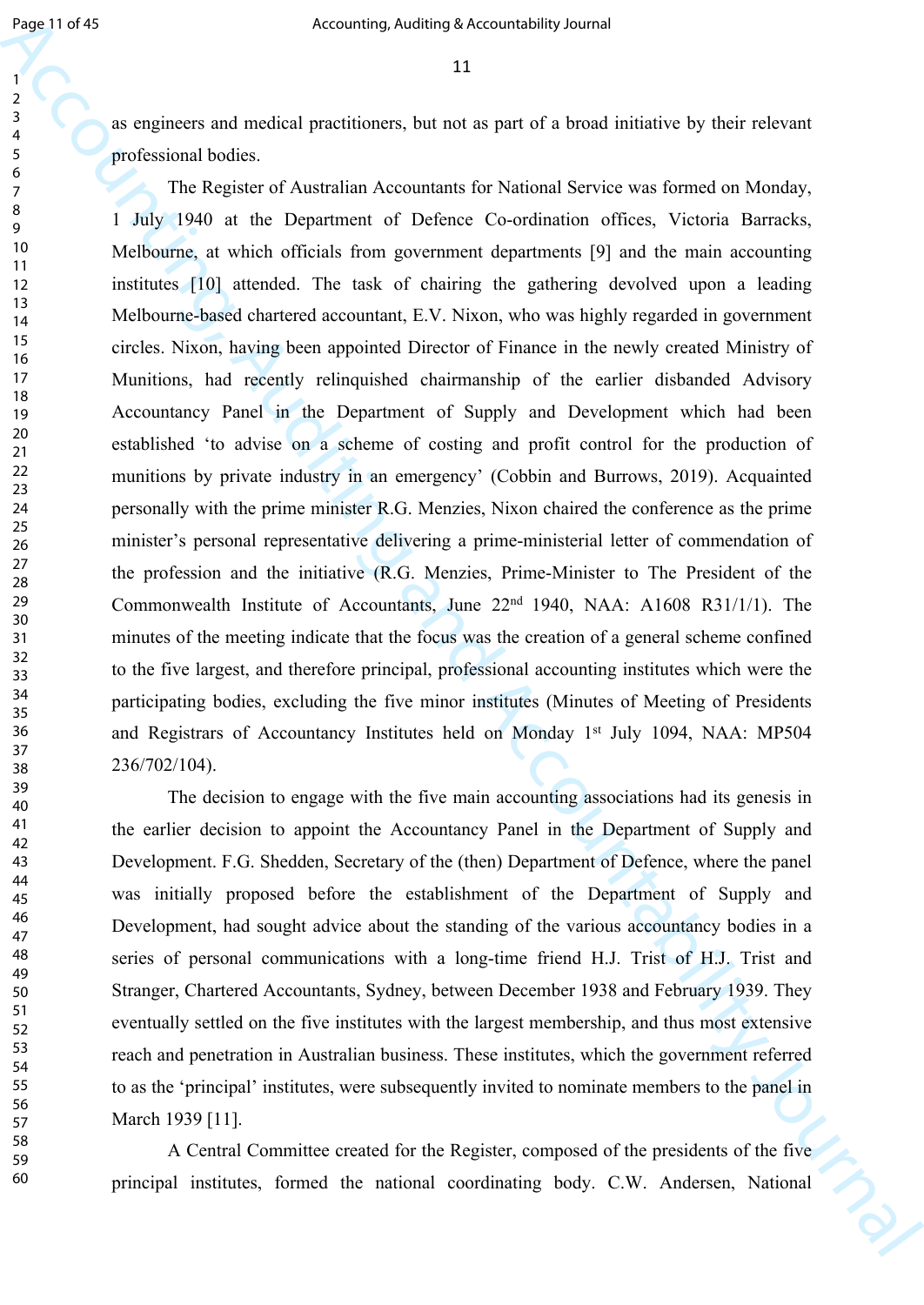as engineers and medical practitioners, but not as part of a broad initiative by their relevant professional bodies.

The Register of Australian Accountants for National Service was formed on Monday, 1 July 1940 at the Department of Defence Co-ordination offices, Victoria Barracks, Melbourne, at which officials from government departments [9] and the main accounting institutes [10] attended. The task of chairing the gathering devolved upon a leading Melbourne-based chartered accountant, E.V. Nixon, who was highly regarded in government circles. Nixon, having been appointed Director of Finance in the newly created Ministry of Munitions, had recently relinquished chairmanship of the earlier disbanded Advisory Accountancy Panel in the Department of Supply and Development which had been established 'to advise on a scheme of costing and profit control for the production of munitions by private industry in an emergency' (Cobbin and Burrows, 2019). Acquainted personally with the prime minister R.G. Menzies, Nixon chaired the conference as the prime minister's personal representative delivering a prime-ministerial letter of commendation of the profession and the initiative (R.G. Menzies, Prime-Minister to The President of the Commonwealth Institute of Accountants, June 22nd 1940, NAA: A1608 R31/1/1). The minutes of the meeting indicate that the focus was the creation of a general scheme confined to the five largest, and therefore principal, professional accounting institutes which were the participating bodies, excluding the five minor institutes (Minutes of Meeting of Presidents and Registrars of Accountancy Institutes held on Monday 1st July 1094, NAA: MP504 236/702/104).

The decision to engage with the five main accounting associations had its genesis in the earlier decision to appoint the Accountancy Panel in the Department of Supply and Development. F.G. Shedden, Secretary of the (then) Department of Defence, where the panel was initially proposed before the establishment of the Department of Supply and Development, had sought advice about the standing of the various accountancy bodies in a series of personal communications with a long-time friend H.J. Trist of H.J. Trist and Stranger, Chartered Accountants, Sydney, between December 1938 and February 1939. They eventually settled on the five institutes with the largest membership, and thus most extensive reach and penetration in Australian business. These institutes, which the government referred to as the 'principal' institutes, were subsequently invited to nominate members to the panel in March 1939 [11].

A Central Committee created for the Register, composed of the presidents of the five principal institutes, formed the national coordinating body. C.W. Andersen, National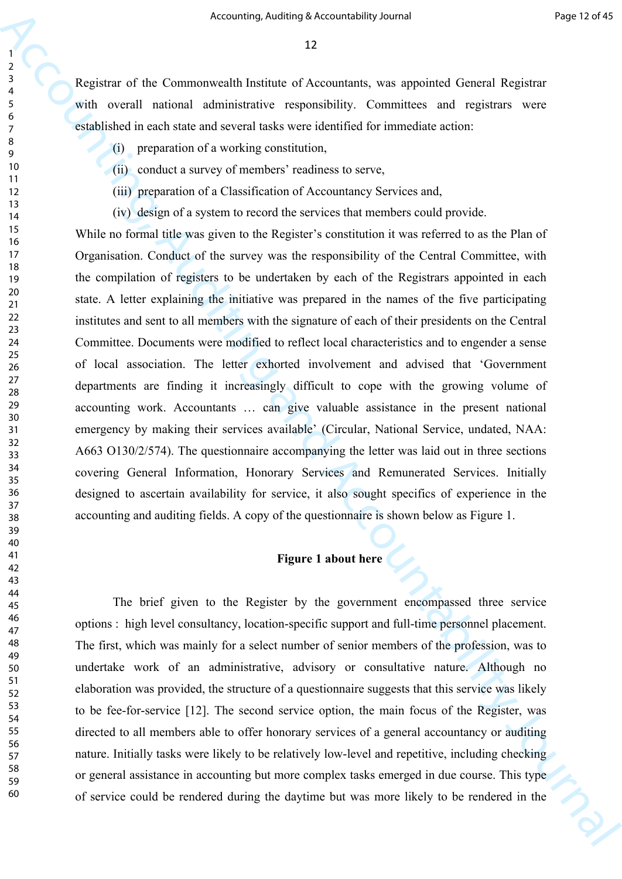Registrar of the Commonwealth Institute of Accountants, was appointed General Registrar with overall national administrative responsibility. Committees and registrars were established in each state and several tasks were identified for immediate action:

(i) preparation of a working constitution,

(ii) conduct a survey of members' readiness to serve,

(iii) preparation of a Classification of Accountancy Services and,

(iv) design of a system to record the services that members could provide.

While no formal title was given to the Register's constitution it was referred to as the Plan of Organisation. Conduct of the survey was the responsibility of the Central Committee, with the compilation of registers to be undertaken by each of the Registrars appointed in each state. A letter explaining the initiative was prepared in the names of the five participating institutes and sent to all members with the signature of each of their presidents on the Central Committee. Documents were modified to reflect local characteristics and to engender a sense of local association. The letter exhorted involvement and advised that 'Government departments are finding it increasingly difficult to cope with the growing volume of accounting work. Accountants … can give valuable assistance in the present national emergency by making their services available' (Circular, National Service, undated, NAA: A663 O130/2/574). The questionnaire accompanying the letter was laid out in three sections covering General Information, Honorary Services and Remunerated Services. Initially designed to ascertain availability for service, it also sought specifics of experience in the accounting and auditing fields. A copy of the questionnaire is shown below as Figure 1.

**Figure 1 about here**

The brief given to the Register by the government encompassed three service options : high level consultancy, location-specific support and full-time personnel placement. The first, which was mainly for a select number of senior members of the profession, was to undertake work of an administrative, advisory or consultative nature. Although no elaboration was provided, the structure of a questionnaire suggests that this service was likely to be fee-for-service [12]. The second service option, the main focus of the Register, was directed to all members able to offer honorary services of a general accountancy or auditing nature. Initially tasks were likely to be relatively low-level and repetitive, including checking or general assistance in accounting but more complex tasks emerged in due course. This type of service could be rendered during the daytime but was more likely to be rendered in the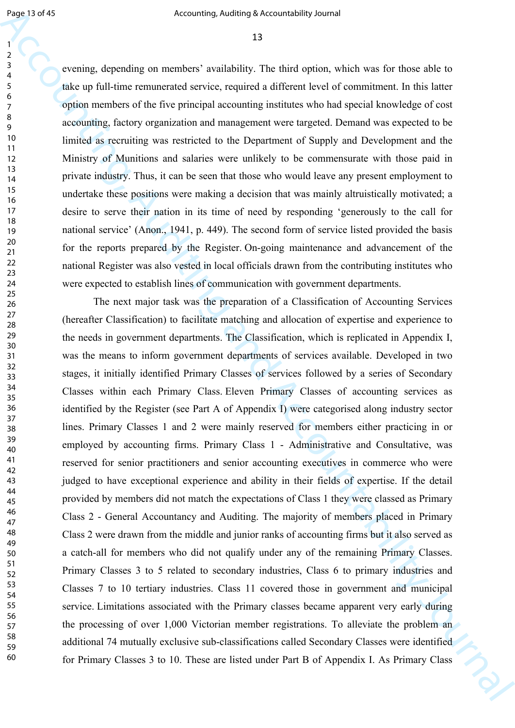evening, depending on members' availability. The third option, which was for those able to take up full-time remunerated service, required a different level of commitment. In this latter option members of the five principal accounting institutes who had special knowledge of cost accounting, factory organization and management were targeted. Demand was expected to be limited as recruiting was restricted to the Department of Supply and Development and the Ministry of Munitions and salaries were unlikely to be commensurate with those paid in private industry. Thus, it can be seen that those who would leave any present employment to undertake these positions were making a decision that was mainly altruistically motivated; a desire to serve their nation in its time of need by responding 'generously to the call for national service' (Anon., 1941, p. 449). The second form of service listed provided the basis for the reports prepared by the Register. On-going maintenance and advancement of the national Register was also vested in local officials drawn from the contributing institutes who were expected to establish lines of communication with government departments.

The next major task was the preparation of a Classification of Accounting Services (hereafter Classification) to facilitate matching and allocation of expertise and experience to the needs in government departments. The Classification, which is replicated in Appendix I, was the means to inform government departments of services available. Developed in two stages, it initially identified Primary Classes of services followed by a series of Secondary Classes within each Primary Class. Eleven Primary Classes of accounting services as identified by the Register (see Part A of Appendix I) were categorised along industry sector lines. Primary Classes 1 and 2 were mainly reserved for members either practicing in or employed by accounting firms. Primary Class 1 - Administrative and Consultative, was reserved for senior practitioners and senior accounting executives in commerce who were judged to have exceptional experience and ability in their fields of expertise. If the detail provided by members did not match the expectations of Class 1 they were classed as Primary Class 2 - General Accountancy and Auditing. The majority of members placed in Primary Class 2 were drawn from the middle and junior ranks of accounting firms but it also served as a catch-all for members who did not qualify under any of the remaining Primary Classes. Primary Classes 3 to 5 related to secondary industries, Class 6 to primary industries and Classes 7 to 10 tertiary industries. Class 11 covered those in government and municipal service. Limitations associated with the Primary classes became apparent very early during the processing of over 1,000 Victorian member registrations. To alleviate the problem an additional 74 mutually exclusive sub-classifications called Secondary Classes were identified for Primary Classes 3 to 10. These are listed under Part B of Appendix I. As Primary Class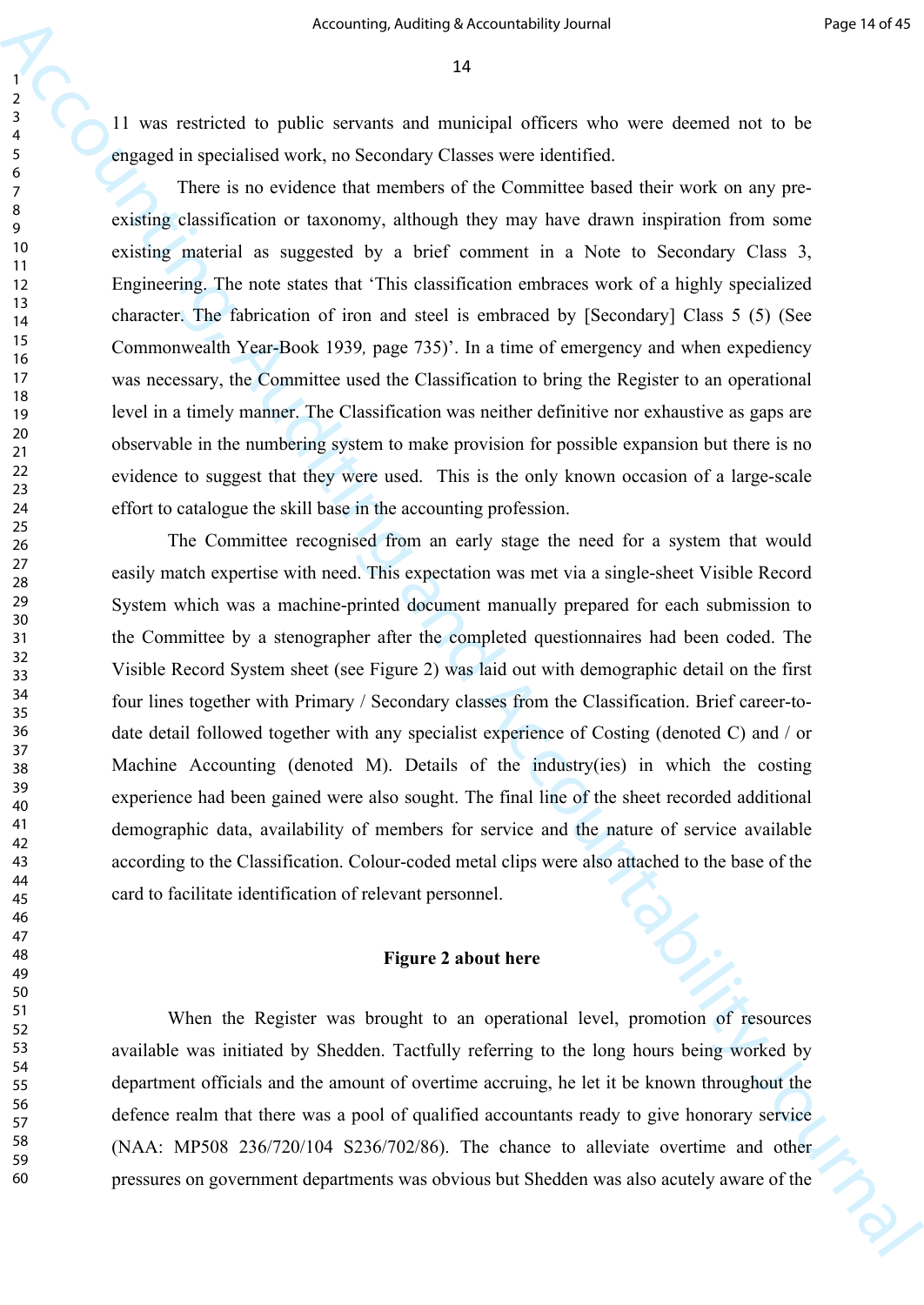11 was restricted to public servants and municipal officers who were deemed not to be engaged in specialised work, no Secondary Classes were identified.

There is no evidence that members of the Committee based their work on any pre-existing classification or taxonomy, although they may have drawn inspiration from some existing material as suggested by a brief comment in a Note to Secondary Class 3, Engineering. The note states that 'This classification embraces work of a highly specialized character. The fabrication of iron and steel is embraced by [Secondary] Class 5 (5) (See Commonwealth Year-Book 1939*,* page 735)'. In a time of emergency and when expediency was necessary, the Committee used the Classification to bring the Register to an operational level in a timely manner. The Classification was neither definitive nor exhaustive as gaps are observable in the numbering system to make provision for possible expansion but there is no evidence to suggest that they were used. This is the only known occasion of a large-scale effort to catalogue the skill base in the accounting profession.

The Committee recognised from an early stage the need for a system that would easily match expertise with need. This expectation was met via a single-sheet Visible Record System which was a machine-printed document manually prepared for each submission to the Committee by a stenographer after the completed questionnaires had been coded. The Visible Record System sheet (see Figure 2) was laid out with demographic detail on the first four lines together with Primary / Secondary classes from the Classification. Brief career-to-date detail followed together with any specialist experience of Costing (denoted C) and / or Machine Accounting (denoted M). Details of the industry(ies) in which the costing experience had been gained were also sought. The final line of the sheet recorded additional demographic data, availability of members for service and the nature of service available according to the Classification. Colour-coded metal clips were also attached to the base of the card to facilitate identification of relevant personnel.

**Figure 2 about here**

When the Register was brought to an operational level, promotion of resources available was initiated by Shedden. Tactfully referring to the long hours being worked by department officials and the amount of overtime accruing, he let it be known throughout the defence realm that there was a pool of qualified accountants ready to give honorary service (NAA: MP508 236/720/104 S236/702/86). The chance to alleviate overtime and other pressures on government departments was obvious but Shedden was also acutely aware of the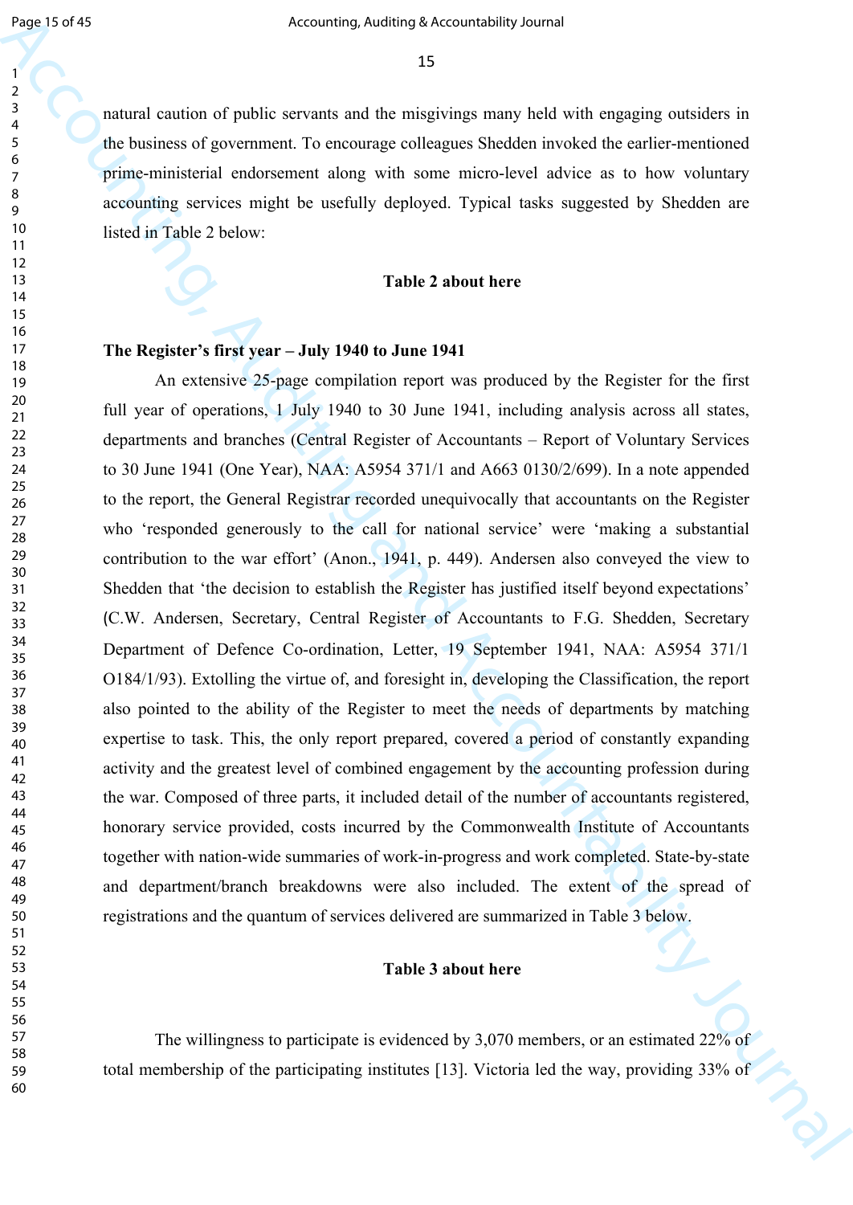natural caution of public servants and the misgivings many held with engaging outsiders in the business of government. To encourage colleagues Shedden invoked the earlier-mentioned prime-ministerial endorsement along with some micro-level advice as to how voluntary accounting services might be usefully deployed. Typical tasks suggested by Shedden are listed in Table 2 below:

**Table 2 about here**

**The Register's first year – July 1940 to June 1941**

An extensive 25-page compilation report was produced by the Register for the first full year of operations, 1 July 1940 to 30 June 1941, including analysis across all states, departments and branches (Central Register of Accountants – Report of Voluntary Services to 30 June 1941 (One Year), NAA: A5954 371/1 and A663 0130/2/699). In a note appended to the report, the General Registrar recorded unequivocally that accountants on the Register who 'responded generously to the call for national service' were 'making a substantial contribution to the war effort' (Anon., 1941, p. 449). Andersen also conveyed the view to Shedden that 'the decision to establish the Register has justified itself beyond expectations' (C.W. Andersen, Secretary, Central Register of Accountants to F.G. Shedden, Secretary Department of Defence Co-ordination, Letter, 19 September 1941, NAA: A5954 371/1 O184/1/93). Extolling the virtue of, and foresight in, developing the Classification, the report also pointed to the ability of the Register to meet the needs of departments by matching expertise to task. This, the only report prepared, covered a period of constantly expanding activity and the greatest level of combined engagement by the accounting profession during the war. Composed of three parts, it included detail of the number of accountants registered, honorary service provided, costs incurred by the Commonwealth Institute of Accountants together with nation-wide summaries of work-in-progress and work completed. State-by-state and department/branch breakdowns were also included. The extent of the spread of registrations and the quantum of services delivered are summarized in Table 3 below.

**Table 3 about here**

The willingness to participate is evidenced by 3,070 members, or an estimated 22% of total membership of the participating institutes [13]. Victoria led the way, providing 33% of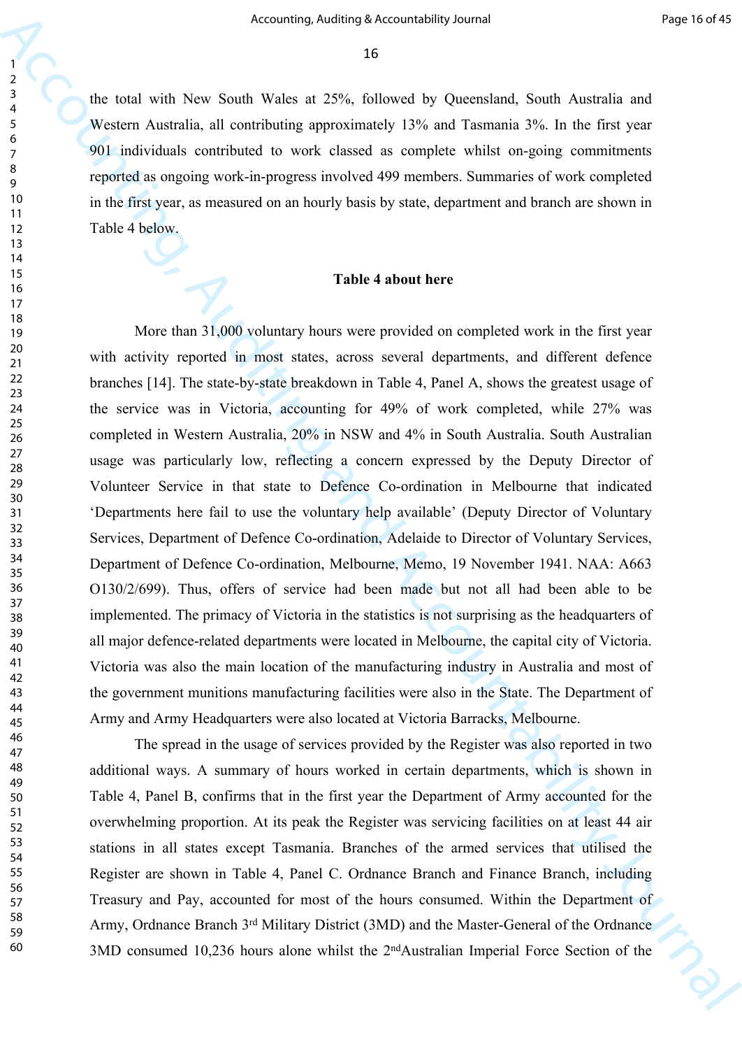the total with New South Wales at 25%, followed by Queensland, South Australia and Western Australia, all contributing approximately 13% and Tasmania 3%. In the first year 901 individuals contributed to work classed as complete whilst on-going commitments reported as ongoing work-in-progress involved 499 members. Summaries of work completed in the first year, as measured on an hourly basis by state, department and branch are shown in Table 4 below.

**Table 4 about here**

More than 31,000 voluntary hours were provided on completed work in the first year with activity reported in most states, across several departments, and different defence branches [14]. The state-by-state breakdown in Table 4, Panel A, shows the greatest usage of the service was in Victoria, accounting for 49% of work completed, while 27% was completed in Western Australia, 20% in NSW and 4% in South Australia. South Australian usage was particularly low, reflecting a concern expressed by the Deputy Director of Volunteer Service in that state to Defence Co-ordination in Melbourne that indicated 'Departments here fail to use the voluntary help available' (Deputy Director of Voluntary Services, Department of Defence Co-ordination, Adelaide to Director of Voluntary Services, Department of Defence Co-ordination, Melbourne, Memo, 19 November 1941. NAA: A663 O130/2/699). Thus, offers of service had been made but not all had been able to be implemented. The primacy of Victoria in the statistics is not surprising as the headquarters of all major defence-related departments were located in Melbourne, the capital city of Victoria. Victoria was also the main location of the manufacturing industry in Australia and most of the government munitions manufacturing facilities were also in the State. The Department of Army and Army Headquarters were also located at Victoria Barracks, Melbourne.

The spread in the usage of services provided by the Register was also reported in two additional ways. A summary of hours worked in certain departments, which is shown in Table 4, Panel B, confirms that in the first year the Department of Army accounted for the overwhelming proportion. At its peak the Register was servicing facilities on at least 44 air stations in all states except Tasmania. Branches of the armed services that utilised the Register are shown in Table 4, Panel C. Ordnance Branch and Finance Branch, including Treasury and Pay, accounted for most of the hours consumed. Within the Department of Army, Ordnance Branch 3rd Military District (3MD) and the Master-General of the Ordnance 3MD consumed 10,236 hours alone whilst the 2nd Australian Imperial Force Section of the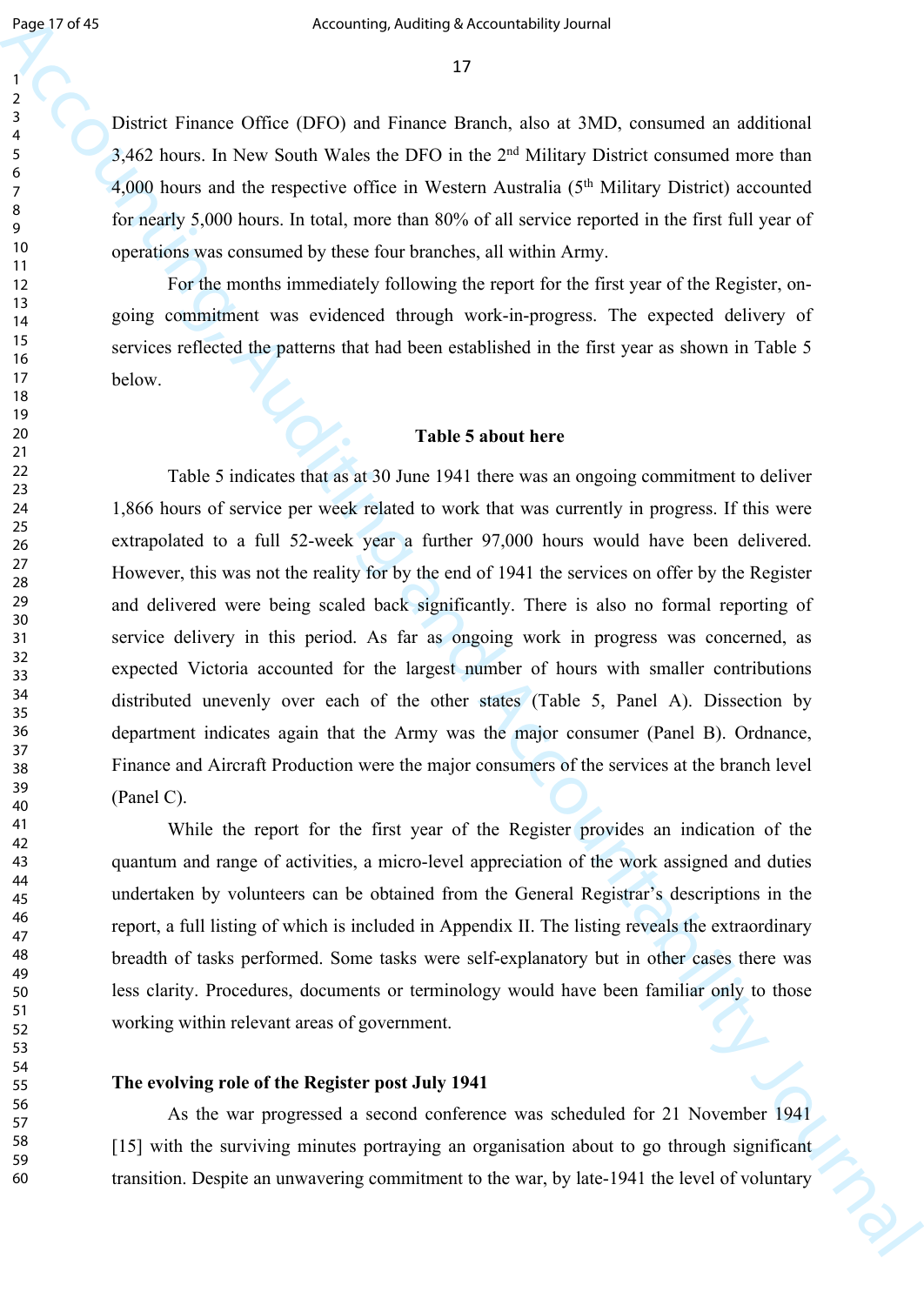District Finance Office (DFO) and Finance Branch, also at 3MD, consumed an additional 3,462 hours. In New South Wales the DFO in the 2nd Military District consumed more than 4,000 hours and the respective office in Western Australia (5th Military District) accounted for nearly 5,000 hours. In total, more than 80% of all service reported in the first full year of operations was consumed by these four branches, all within Army.

For the months immediately following the report for the first year of the Register, on-going commitment was evidenced through work-in-progress. The expected delivery of services reflected the patterns that had been established in the first year as shown in Table 5 below.

**Table 5 about here**

Table 5 indicates that as at 30 June 1941 there was an ongoing commitment to deliver 1,866 hours of service per week related to work that was currently in progress. If this were extrapolated to a full 52-week year a further 97,000 hours would have been delivered. However, this was not the reality for by the end of 1941 the services on offer by the Register and delivered were being scaled back significantly. There is also no formal reporting of service delivery in this period. As far as ongoing work in progress was concerned, as expected Victoria accounted for the largest number of hours with smaller contributions distributed unevenly over each of the other states (Table 5, Panel A). Dissection by department indicates again that the Army was the major consumer (Panel B). Ordnance, Finance and Aircraft Production were the major consumers of the services at the branch level (Panel C).

While the report for the first year of the Register provides an indication of the quantum and range of activities, a micro-level appreciation of the work assigned and duties undertaken by volunteers can be obtained from the General Registrar's descriptions in the report, a full listing of which is included in Appendix II. The listing reveals the extraordinary breadth of tasks performed. Some tasks were self-explanatory but in other cases there was less clarity. Procedures, documents or terminology would have been familiar only to those working within relevant areas of government.

**The evolving role of the Register post July 1941**

As the war progressed a second conference was scheduled for 21 November 1941 [15] with the surviving minutes portraying an organisation about to go through significant transition. Despite an unwavering commitment to the war, by late-1941 the level of voluntary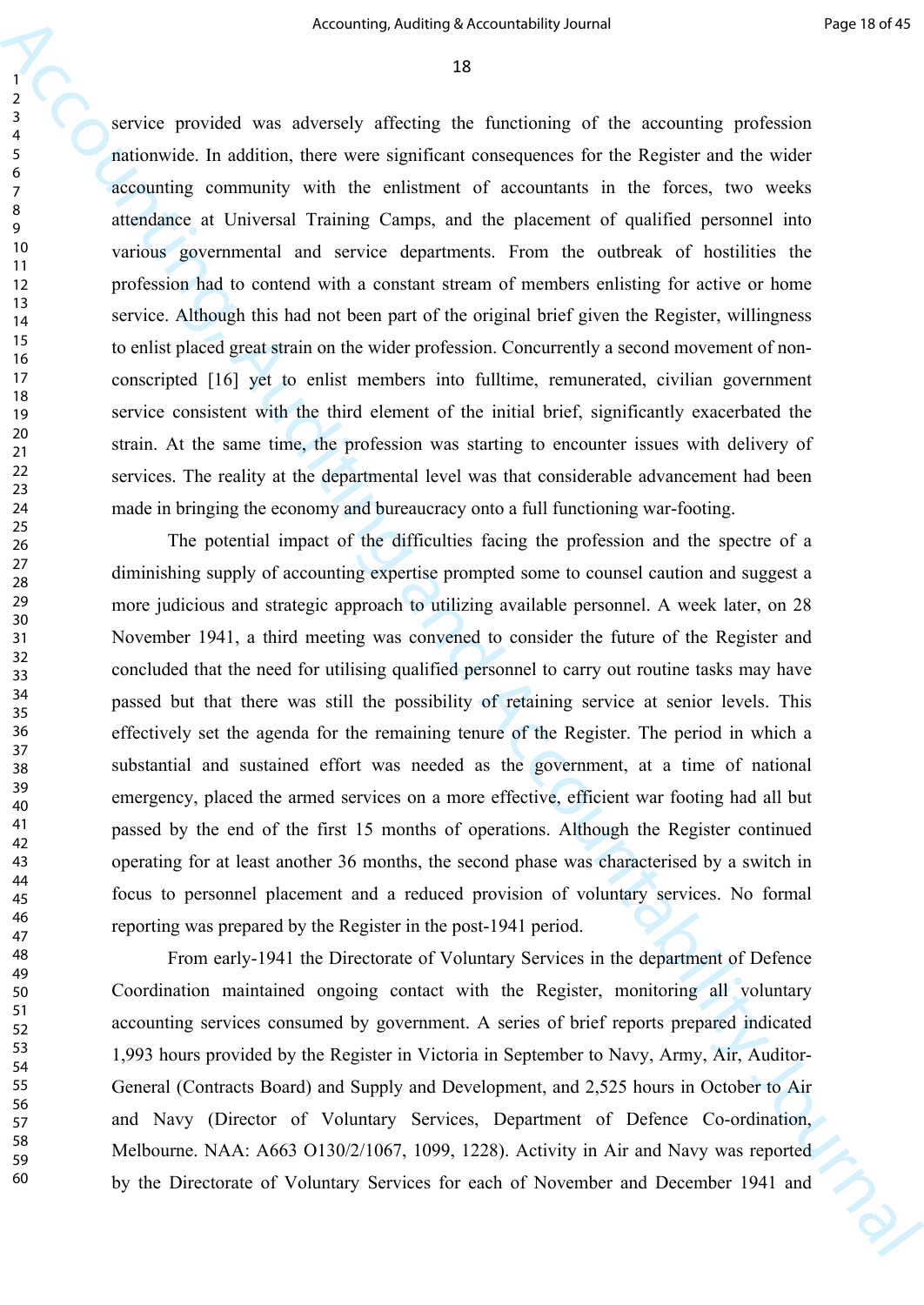service provided was adversely affecting the functioning of the accounting profession nationwide. In addition, there were significant consequences for the Register and the wider accounting community with the enlistment of accountants in the forces, two weeks attendance at Universal Training Camps, and the placement of qualified personnel into various governmental and service departments. From the outbreak of hostilities the profession had to contend with a constant stream of members enlisting for active or home service. Although this had not been part of the original brief given the Register, willingness to enlist placed great strain on the wider profession. Concurrently a second movement of non-conscripted [16] yet to enlist members into fulltime, remunerated, civilian government service consistent with the third element of the initial brief, significantly exacerbated the strain. At the same time, the profession was starting to encounter issues with delivery of services. The reality at the departmental level was that considerable advancement had been made in bringing the economy and bureaucracy onto a full functioning war-footing.

The potential impact of the difficulties facing the profession and the spectre of a diminishing supply of accounting expertise prompted some to counsel caution and suggest a more judicious and strategic approach to utilizing available personnel. A week later, on 28 November 1941, a third meeting was convened to consider the future of the Register and concluded that the need for utilising qualified personnel to carry out routine tasks may have passed but that there was still the possibility of retaining service at senior levels. This effectively set the agenda for the remaining tenure of the Register. The period in which a substantial and sustained effort was needed as the government, at a time of national emergency, placed the armed services on a more effective, efficient war footing had all but passed by the end of the first 15 months of operations. Although the Register continued operating for at least another 36 months, the second phase was characterised by a switch in focus to personnel placement and a reduced provision of voluntary services. No formal reporting was prepared by the Register in the post-1941 period.

From early-1941 the Directorate of Voluntary Services in the department of Defence Coordination maintained ongoing contact with the Register, monitoring all voluntary accounting services consumed by government. A series of brief reports prepared indicated 1,993 hours provided by the Register in Victoria in September to Navy, Army, Air, Auditor-General (Contracts Board) and Supply and Development, and 2,525 hours in October to Air and Navy (Director of Voluntary Services, Department of Defence Co-ordination, Melbourne. NAA: A663 O130/2/1067, 1099, 1228). Activity in Air and Navy was reported by the Directorate of Voluntary Services for each of November and December 1941 and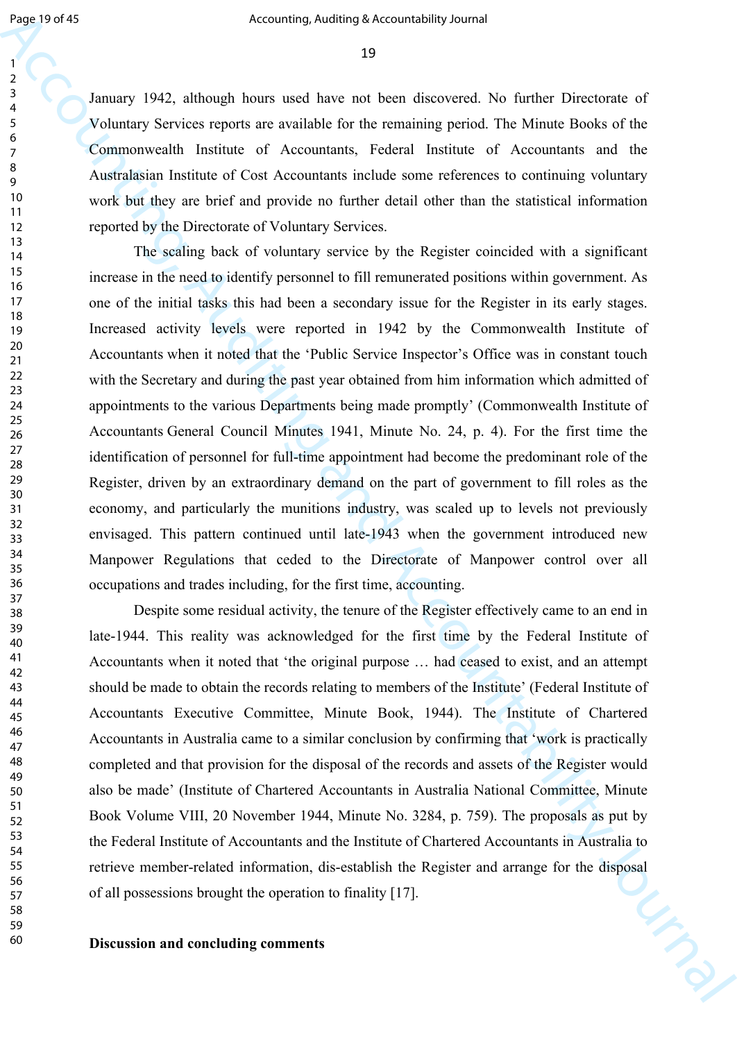January 1942, although hours used have not been discovered. No further Directorate of Voluntary Services reports are available for the remaining period. The Minute Books of the Commonwealth Institute of Accountants, Federal Institute of Accountants and the Australasian Institute of Cost Accountants include some references to continuing voluntary work but they are brief and provide no further detail other than the statistical information reported by the Directorate of Voluntary Services.

The scaling back of voluntary service by the Register coincided with a significant increase in the need to identify personnel to fill remunerated positions within government. As one of the initial tasks this had been a secondary issue for the Register in its early stages. Increased activity levels were reported in 1942 by the Commonwealth Institute of Accountants when it noted that the 'Public Service Inspector's Office was in constant touch with the Secretary and during the past year obtained from him information which admitted of appointments to the various Departments being made promptly' (Commonwealth Institute of Accountants General Council Minutes 1941, Minute No. 24, p. 4). For the first time the identification of personnel for full-time appointment had become the predominant role of the Register, driven by an extraordinary demand on the part of government to fill roles as the economy, and particularly the munitions industry, was scaled up to levels not previously envisaged. This pattern continued until late-1943 when the government introduced new Manpower Regulations that ceded to the Directorate of Manpower control over all occupations and trades including, for the first time, accounting.

Despite some residual activity, the tenure of the Register effectively came to an end in late-1944. This reality was acknowledged for the first time by the Federal Institute of Accountants when it noted that 'the original purpose … had ceased to exist, and an attempt should be made to obtain the records relating to members of the Institute' (Federal Institute of Accountants Executive Committee, Minute Book, 1944). The Institute of Chartered Accountants in Australia came to a similar conclusion by confirming that 'work is practically completed and that provision for the disposal of the records and assets of the Register would also be made' (Institute of Chartered Accountants in Australia National Committee, Minute Book Volume VIII, 20 November 1944, Minute No. 3284, p. 759). The proposals as put by the Federal Institute of Accountants and the Institute of Chartered Accountants in Australia to retrieve member-related information, dis-establish the Register and arrange for the disposal of all possessions brought the operation to finality [17].

**Discussion and concluding comments**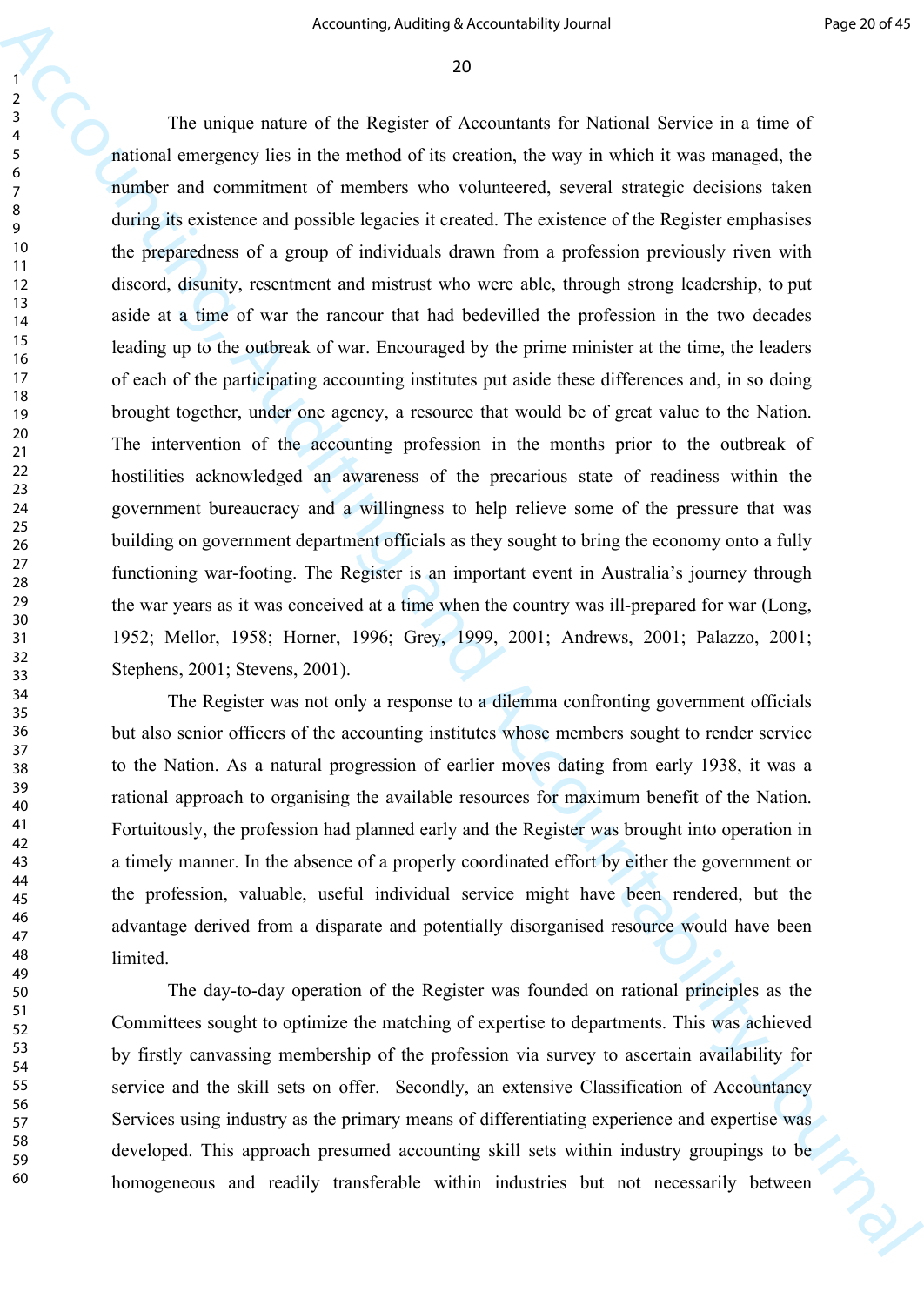The unique nature of the Register of Accountants for National Service in a time of national emergency lies in the method of its creation, the way in which it was managed, the number and commitment of members who volunteered, several strategic decisions taken during its existence and possible legacies it created. The existence of the Register emphasises the preparedness of a group of individuals drawn from a profession previously riven with discord, disunity, resentment and mistrust who were able, through strong leadership, to put aside at a time of war the rancour that had bedevilled the profession in the two decades leading up to the outbreak of war. Encouraged by the prime minister at the time, the leaders of each of the participating accounting institutes put aside these differences and, in so doing brought together, under one agency, a resource that would be of great value to the Nation. The intervention of the accounting profession in the months prior to the outbreak of hostilities acknowledged an awareness of the precarious state of readiness within the government bureaucracy and a willingness to help relieve some of the pressure that was building on government department officials as they sought to bring the economy onto a fully functioning war-footing. The Register is an important event in Australia's journey through the war years as it was conceived at a time when the country was ill-prepared for war (Long, 1952; Mellor, 1958; Horner, 1996; Grey, 1999, 2001; Andrews, 2001; Palazzo, 2001; Stephens, 2001; Stevens, 2001).

The Register was not only a response to a dilemma confronting government officials but also senior officers of the accounting institutes whose members sought to render service to the Nation. As a natural progression of earlier moves dating from early 1938, it was a rational approach to organising the available resources for maximum benefit of the Nation. Fortuitously, the profession had planned early and the Register was brought into operation in a timely manner. In the absence of a properly coordinated effort by either the government or the profession, valuable, useful individual service might have been rendered, but the advantage derived from a disparate and potentially disorganised resource would have been limited.

The day-to-day operation of the Register was founded on rational principles as the Committees sought to optimize the matching of expertise to departments. This was achieved by firstly canvassing membership of the profession via survey to ascertain availability for service and the skill sets on offer. Secondly, an extensive Classification of Accountancy Services using industry as the primary means of differentiating experience and expertise was developed. This approach presumed accounting skill sets within industry groupings to be homogeneous and readily transferable within industries but not necessarily between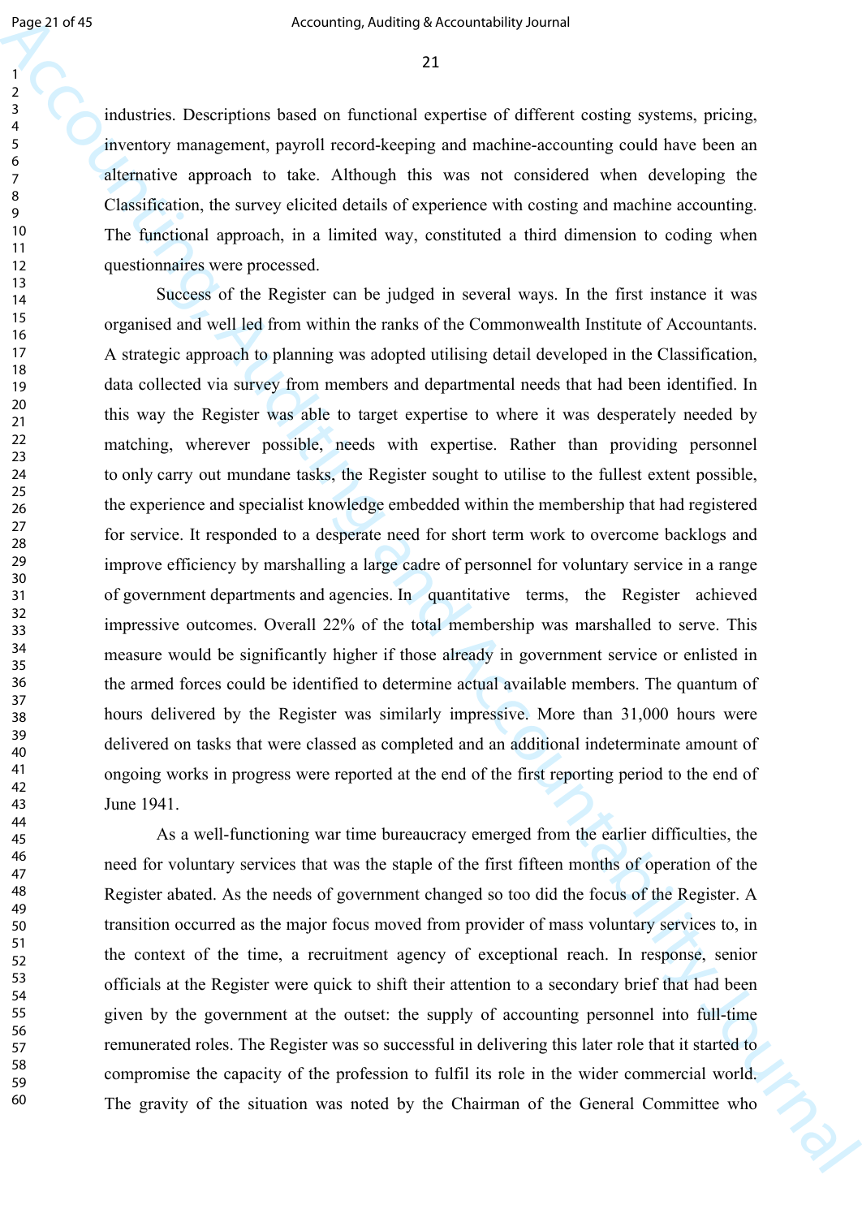industries. Descriptions based on functional expertise of different costing systems, pricing, inventory management, payroll record-keeping and machine-accounting could have been an alternative approach to take. Although this was not considered when developing the Classification, the survey elicited details of experience with costing and machine accounting. The functional approach, in a limited way, constituted a third dimension to coding when questionnaires were processed.

Success of the Register can be judged in several ways. In the first instance it was organised and well led from within the ranks of the Commonwealth Institute of Accountants. A strategic approach to planning was adopted utilising detail developed in the Classification, data collected via survey from members and departmental needs that had been identified. In this way the Register was able to target expertise to where it was desperately needed by matching, wherever possible, needs with expertise. Rather than providing personnel to only carry out mundane tasks, the Register sought to utilise to the fullest extent possible, the experience and specialist knowledge embedded within the membership that had registered for service. It responded to a desperate need for short term work to overcome backlogs and improve efficiency by marshalling a large cadre of personnel for voluntary service in a range of government departments and agencies. In quantitative terms, the Register achieved impressive outcomes. Overall 22% of the total membership was marshalled to serve. This measure would be significantly higher if those already in government service or enlisted in the armed forces could be identified to determine actual available members. The quantum of hours delivered by the Register was similarly impressive. More than 31,000 hours were delivered on tasks that were classed as completed and an additional indeterminate amount of ongoing works in progress were reported at the end of the first reporting period to the end of June 1941.

As a well-functioning war time bureaucracy emerged from the earlier difficulties, the need for voluntary services that was the staple of the first fifteen months of operation of the Register abated. As the needs of government changed so too did the focus of the Register. A transition occurred as the major focus moved from provider of mass voluntary services to, in the context of the time, a recruitment agency of exceptional reach. In response, senior officials at the Register were quick to shift their attention to a secondary brief that had been given by the government at the outset: the supply of accounting personnel into full-time remunerated roles. The Register was so successful in delivering this later role that it started to compromise the capacity of the profession to fulfil its role in the wider commercial world. The gravity of the situation was noted by the Chairman of the General Committee who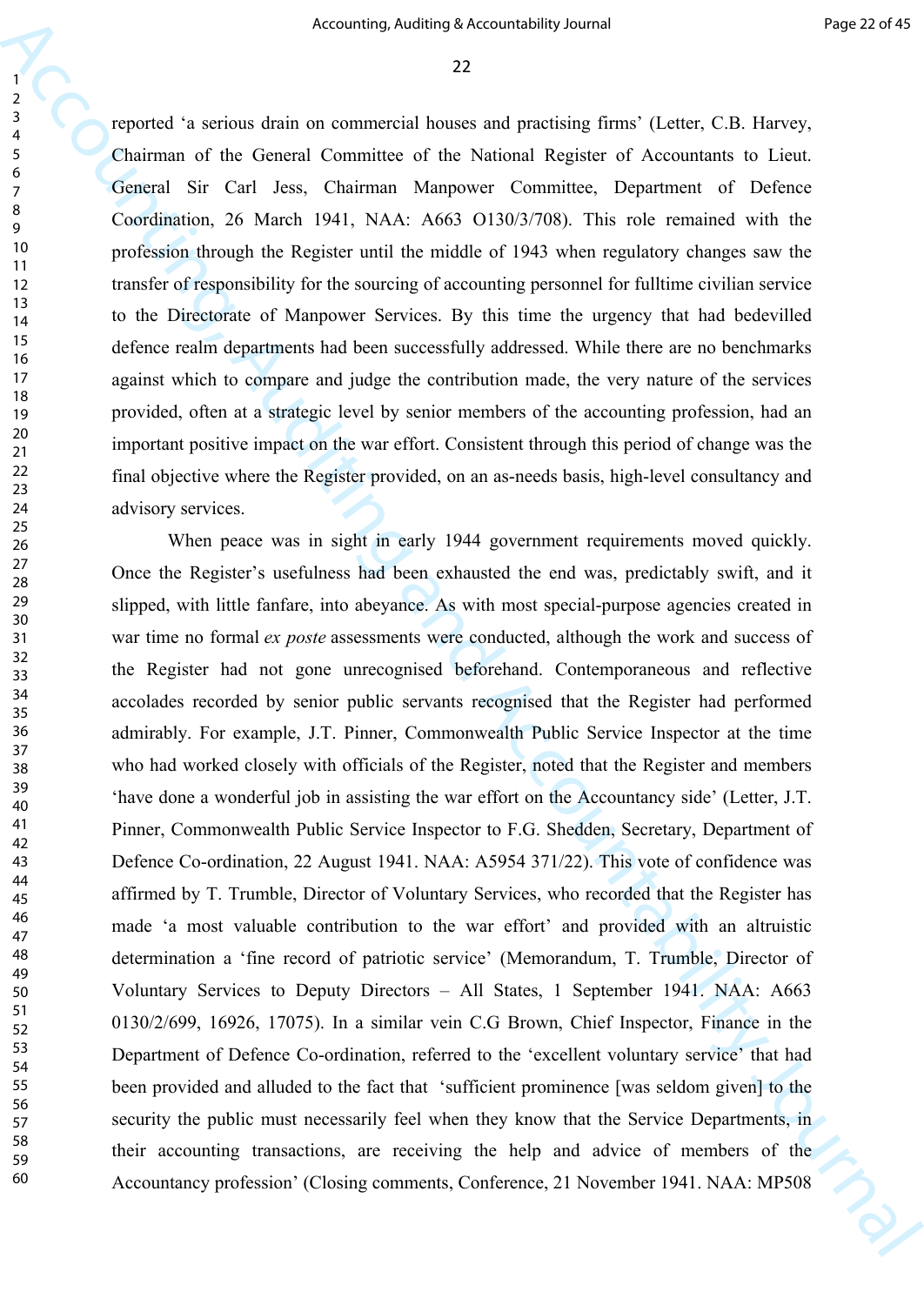reported 'a serious drain on commercial houses and practising firms' (Letter, C.B. Harvey, Chairman of the General Committee of the National Register of Accountants to Lieut. General Sir Carl Jess, Chairman Manpower Committee, Department of Defence Coordination, 26 March 1941, NAA: A663 O130/3/708). This role remained with the profession through the Register until the middle of 1943 when regulatory changes saw the transfer of responsibility for the sourcing of accounting personnel for fulltime civilian service to the Directorate of Manpower Services. By this time the urgency that had bedevilled defence realm departments had been successfully addressed. While there are no benchmarks against which to compare and judge the contribution made, the very nature of the services provided, often at a strategic level by senior members of the accounting profession, had an important positive impact on the war effort. Consistent through this period of change was the final objective where the Register provided, on an as-needs basis, high-level consultancy and advisory services.

When peace was in sight in early 1944 government requirements moved quickly. Once the Register's usefulness had been exhausted the end was, predictably swift, and it slipped, with little fanfare, into abeyance. As with most special-purpose agencies created in war time no formal *ex poste* assessments were conducted, although the work and success of the Register had not gone unrecognised beforehand. Contemporaneous and reflective accolades recorded by senior public servants recognised that the Register had performed admirably. For example, J.T. Pinner, Commonwealth Public Service Inspector at the time who had worked closely with officials of the Register, noted that the Register and members 'have done a wonderful job in assisting the war effort on the Accountancy side' (Letter, J.T. Pinner, Commonwealth Public Service Inspector to F.G. Shedden, Secretary, Department of Defence Co-ordination, 22 August 1941. NAA: A5954 371/22). This vote of confidence was affirmed by T. Trumble, Director of Voluntary Services, who recorded that the Register has made 'a most valuable contribution to the war effort' and provided with an altruistic determination a 'fine record of patriotic service' (Memorandum, T. Trumble, Director of Voluntary Services to Deputy Directors – All States, 1 September 1941. NAA: A663 0130/2/699, 16926, 17075). In a similar vein C.G Brown, Chief Inspector, Finance in the Department of Defence Co-ordination, referred to the 'excellent voluntary service' that had been provided and alluded to the fact that 'sufficient prominence [was seldom given] to the security the public must necessarily feel when they know that the Service Departments, in their accounting transactions, are receiving the help and advice of members of the Accountancy profession' (Closing comments, Conference, 21 November 1941. NAA: MP508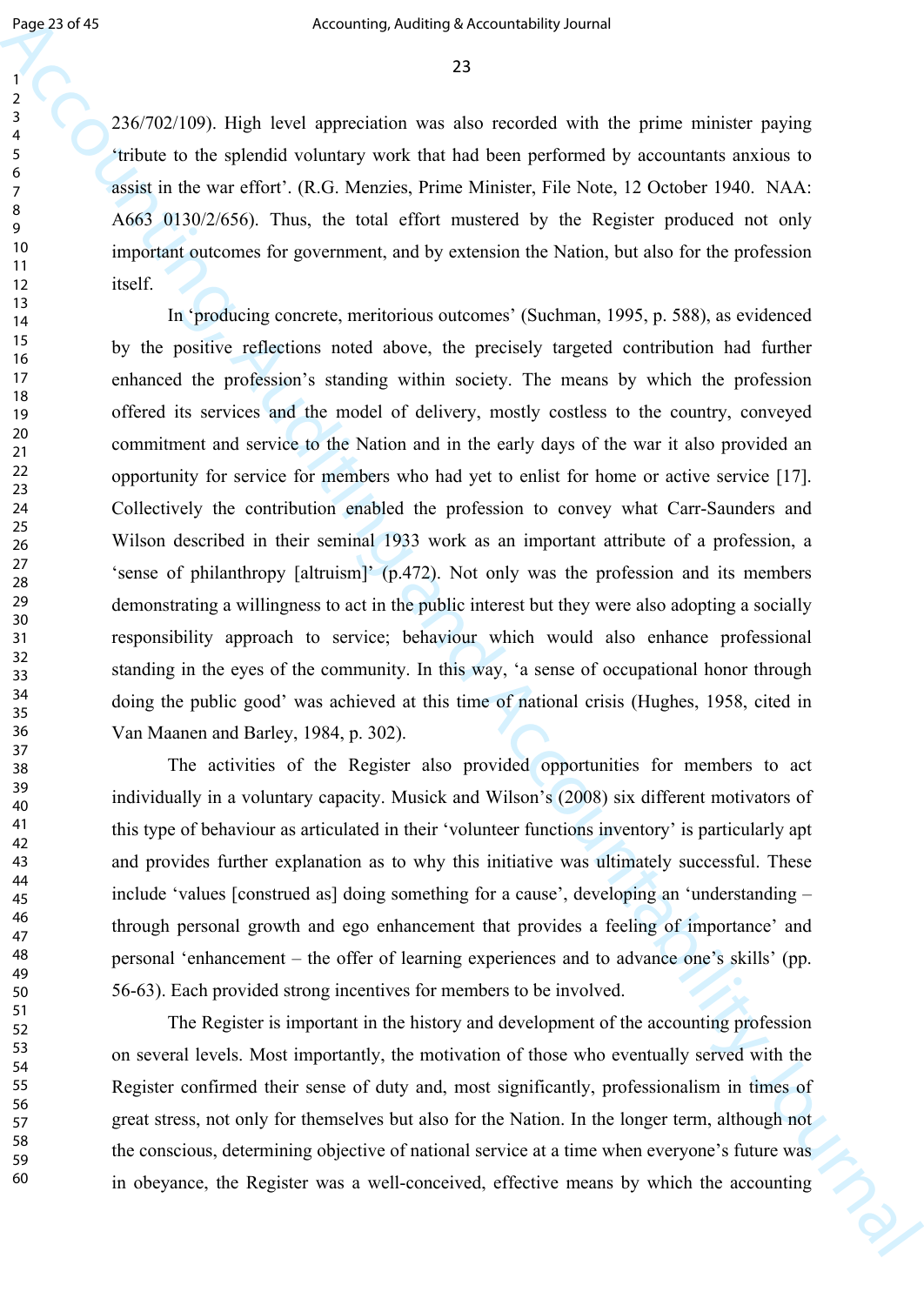236/702/109). High level appreciation was also recorded with the prime minister paying 'tribute to the splendid voluntary work that had been performed by accountants anxious to assist in the war effort'. (R.G. Menzies, Prime Minister, File Note, 12 October 1940. NAA: A663 0130/2/656). Thus, the total effort mustered by the Register produced not only important outcomes for government, and by extension the Nation, but also for the profession itself.

In 'producing concrete, meritorious outcomes' (Suchman, 1995, p. 588), as evidenced by the positive reflections noted above, the precisely targeted contribution had further enhanced the profession's standing within society. The means by which the profession offered its services and the model of delivery, mostly costless to the country, conveyed commitment and service to the Nation and in the early days of the war it also provided an opportunity for service for members who had yet to enlist for home or active service [17]. Collectively the contribution enabled the profession to convey what Carr-Saunders and Wilson described in their seminal 1933 work as an important attribute of a profession, a 'sense of philanthropy [altruism]' (p.472). Not only was the profession and its members demonstrating a willingness to act in the public interest but they were also adopting a socially responsibility approach to service; behaviour which would also enhance professional standing in the eyes of the community. In this way, 'a sense of occupational honor through doing the public good' was achieved at this time of national crisis (Hughes, 1958, cited in Van Maanen and Barley, 1984, p. 302).

The activities of the Register also provided opportunities for members to act individually in a voluntary capacity. Musick and Wilson's (2008) six different motivators of this type of behaviour as articulated in their 'volunteer functions inventory' is particularly apt and provides further explanation as to why this initiative was ultimately successful. These include 'values [construed as] doing something for a cause', developing an 'understanding – through personal growth and ego enhancement that provides a feeling of importance' and personal 'enhancement – the offer of learning experiences and to advance one's skills' (pp. 56-63). Each provided strong incentives for members to be involved.

The Register is important in the history and development of the accounting profession on several levels. Most importantly, the motivation of those who eventually served with the Register confirmed their sense of duty and, most significantly, professionalism in times of great stress, not only for themselves but also for the Nation. In the longer term, although not the conscious, determining objective of national service at a time when everyone's future was in obeyance, the Register was a well-conceived, effective means by which the accounting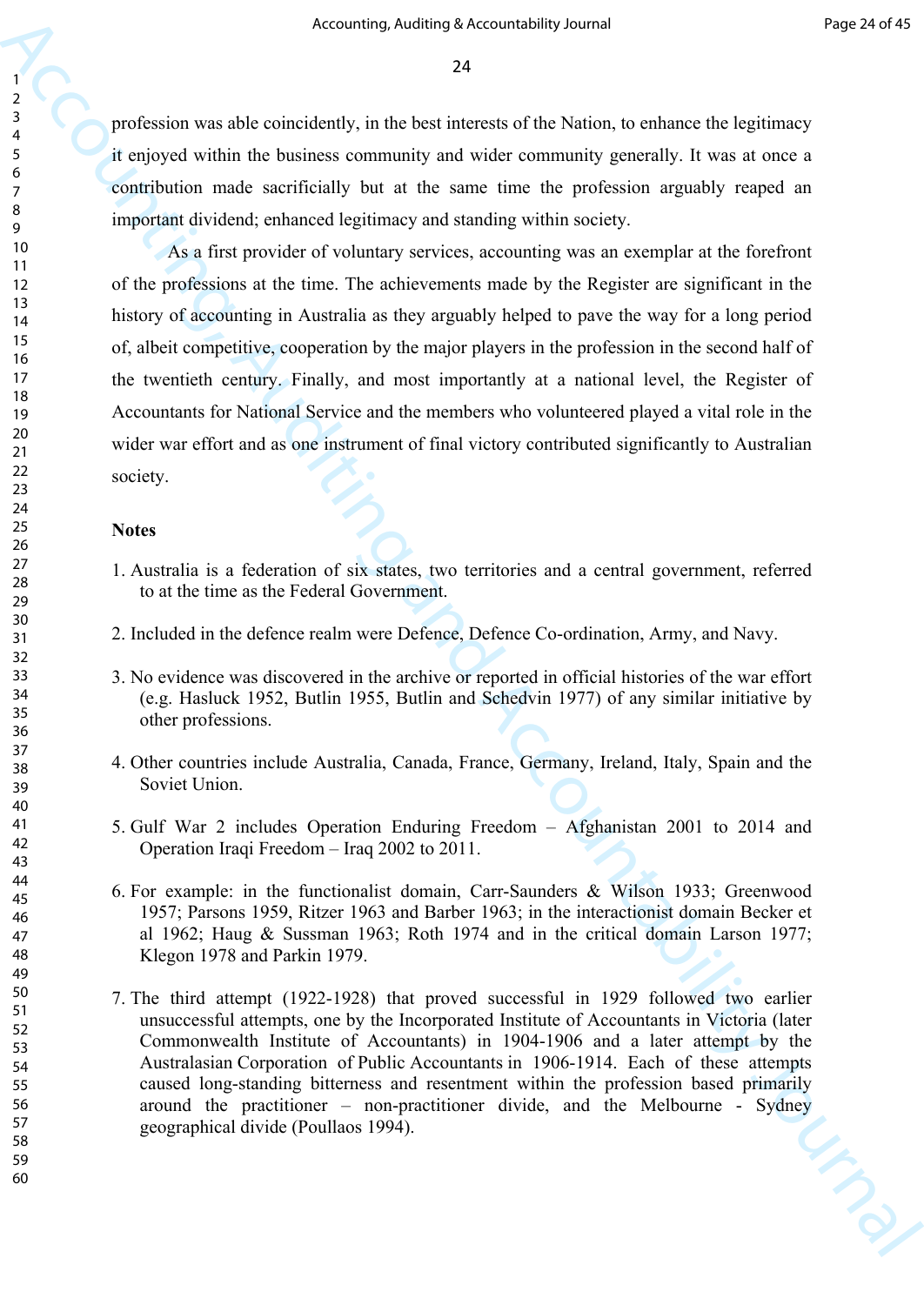profession was able coincidently, in the best interests of the Nation, to enhance the legitimacy it enjoyed within the business community and wider community generally. It was at once a contribution made sacrificially but at the same time the profession arguably reaped an important dividend; enhanced legitimacy and standing within society.

As a first provider of voluntary services, accounting was an exemplar at the forefront of the professions at the time. The achievements made by the Register are significant in the history of accounting in Australia as they arguably helped to pave the way for a long period of, albeit competitive, cooperation by the major players in the profession in the second half of the twentieth century. Finally, and most importantly at a national level, the Register of Accountants for National Service and the members who volunteered played a vital role in the wider war effort and as one instrument of final victory contributed significantly to Australian society.

**Notes**

1. Australia is a federation of six states, two territories and a central government, referred to at the time as the Federal Government.

2. Included in the defence realm were Defence, Defence Co-ordination, Army, and Navy.

3. No evidence was discovered in the archive or reported in official histories of the war effort (e.g. Hasluck 1952, Butlin 1955, Butlin and Schedvin 1977) of any similar initiative by other professions.

4. Other countries include Australia, Canada, France, Germany, Ireland, Italy, Spain and the Soviet Union.

5. Gulf War 2 includes Operation Enduring Freedom – Afghanistan 2001 to 2014 and Operation Iraqi Freedom – Iraq 2002 to 2011.

6. For example: in the functionalist domain, Carr-Saunders & Wilson 1933; Greenwood 1957; Parsons 1959, Ritzer 1963 and Barber 1963; in the interactionist domain Becker et al 1962; Haug & Sussman 1963; Roth 1974 and in the critical domain Larson 1977; Klegon 1978 and Parkin 1979.

7. The third attempt (1922-1928) that proved successful in 1929 followed two earlier unsuccessful attempts, one by the Incorporated Institute of Accountants in Victoria (later Commonwealth Institute of Accountants) in 1904-1906 and a later attempt by the Australasian Corporation of Public Accountants in 1906-1914. Each of these attempts caused long-standing bitterness and resentment within the profession based primarily around the practitioner – non-practitioner divide, and the Melbourne - Sydney geographical divide (Poullaos 1994).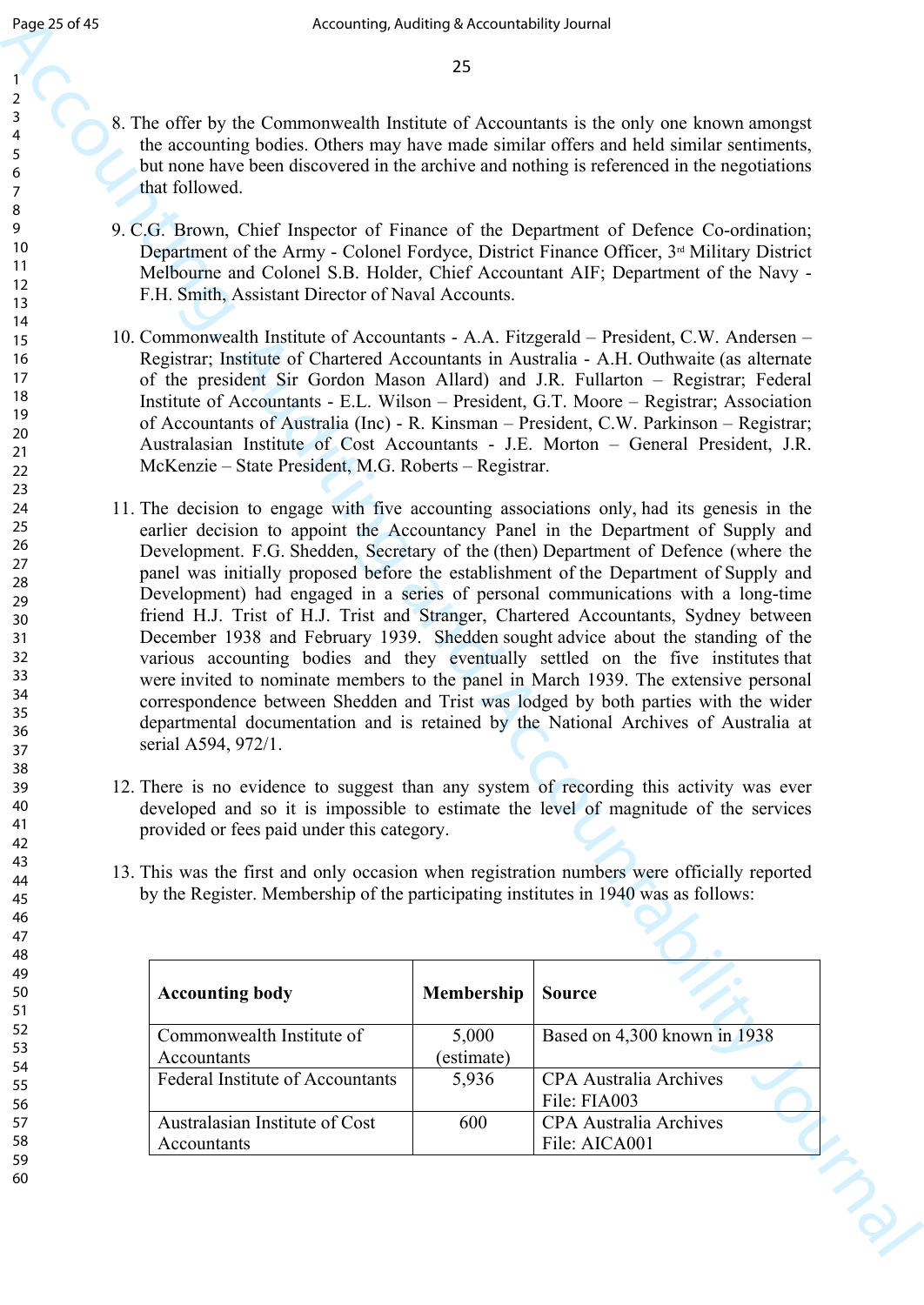8. The offer by the Commonwealth Institute of Accountants is the only one known amongst the accounting bodies. Others may have made similar offers and held similar sentiments, but none have been discovered in the archive and nothing is referenced in the negotiations that followed.

9. C.G. Brown, Chief Inspector of Finance of the Department of Defence Co-ordination; Department of the Army - Colonel Fordyce, District Finance Officer, 3rd Military District Melbourne and Colonel S.B. Holder, Chief Accountant AIF; Department of the Navy - F.H. Smith, Assistant Director of Naval Accounts.

10. Commonwealth Institute of Accountants - A.A. Fitzgerald – President, C.W. Andersen – Registrar; Institute of Chartered Accountants in Australia - A.H. Outhwaite (as alternate of the president Sir Gordon Mason Allard) and J.R. Fullarton – Registrar; Federal Institute of Accountants - E.L. Wilson – President, G.T. Moore – Registrar; Association of Accountants of Australia (Inc) - R. Kinsman – President, C.W. Parkinson – Registrar; Australasian Institute of Cost Accountants - J.E. Morton – General President, J.R. McKenzie – State President, M.G. Roberts – Registrar.

11. The decision to engage with five accounting associations only, had its genesis in the earlier decision to appoint the Accountancy Panel in the Department of Supply and Development. F.G. Shedden, Secretary of the (then) Department of Defence (where the panel was initially proposed before the establishment of the Department of Supply and Development) had engaged in a series of personal communications with a long-time friend H.J. Trist of H.J. Trist and Stranger, Chartered Accountants, Sydney between December 1938 and February 1939. Shedden sought advice about the standing of the various accounting bodies and they eventually settled on the five institutes that were invited to nominate members to the panel in March 1939. The extensive personal correspondence between Shedden and Trist was lodged by both parties with the wider departmental documentation and is retained by the National Archives of Australia at serial A594, 972/1.

12. There is no evidence to suggest than any system of recording this activity was ever developed and so it is impossible to estimate the level of magnitude of the services provided or fees paid under this category.

13. This was the first and only occasion when registration numbers were officially reported by the Register. Membership of the participating institutes in 1940 was as follows:

| Accounting body | Membership | Source |
|---|---|---|
| Commonwealth Institute of Accountants | 5,000 (estimate) | Based on 4,300 known in 1938 |
| Federal Institute of Accountants | 5,936 | CPA Australia Archives File: FIA003 |
| Australasian Institute of Cost Accountants | 600 | CPA Australia Archives File: AICA001 |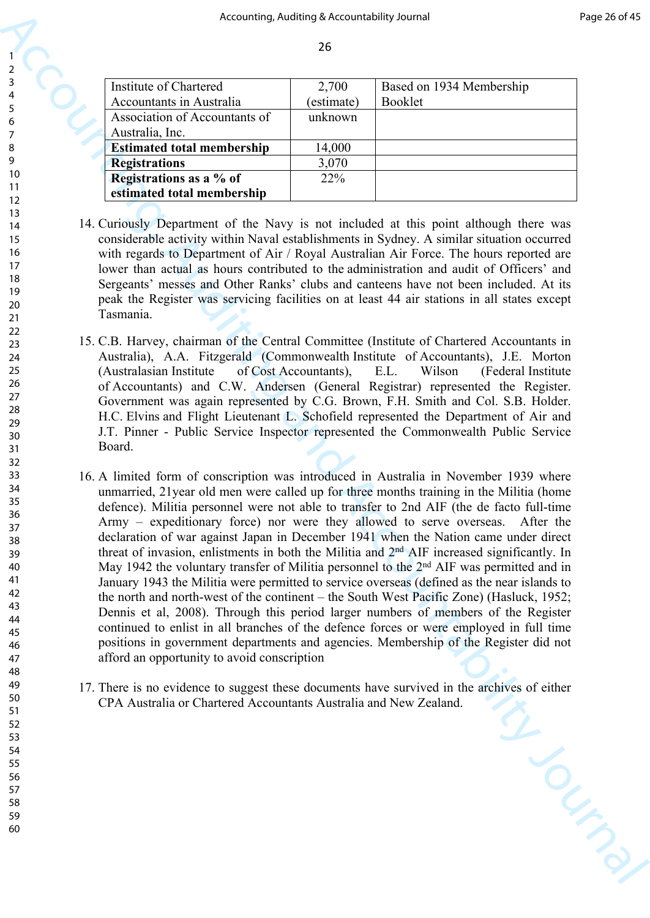| Institute of Chartered Accountants in Australia | 2,700 (estimate) | Based on 1934 Membership Booklet |
|---|---|---|
| Association of Accountants of Australia, Inc. | unknown | |
| **Estimated total membership** | 14,000 | |
| **Registrations** | 3,070 | |
| **Registrations as a % of estimated total membership** | 22% | |

14. Curiously Department of the Navy is not included at this point although there was considerable activity within Naval establishments in Sydney. A similar situation occurred with regards to Department of Air / Royal Australian Air Force. The hours reported are lower than actual as hours contributed to the administration and audit of Officers' and Sergeants' messes and Other Ranks' clubs and canteens have not been included. At its peak the Register was servicing facilities on at least 44 air stations in all states except Tasmania.

15. C.B. Harvey, chairman of the Central Committee (Institute of Chartered Accountants in Australia), A.A. Fitzgerald (Commonwealth Institute of Accountants), J.E. Morton (Australasian Institute of Cost Accountants), E.L. Wilson (Federal Institute of Accountants) and C.W. Andersen (General Registrar) represented the Register. Government was again represented by C.G. Brown, F.H. Smith and Col. S.B. Holder. H.C. Elvins and Flight Lieutenant L. Schofield represented the Department of Air and J.T. Pinner - Public Service Inspector represented the Commonwealth Public Service Board.

16. A limited form of conscription was introduced in Australia in November 1939 where unmarried, 21year old men were called up for three months training in the Militia (home defence). Militia personnel were not able to transfer to 2nd AIF (the de facto full-time Army – expeditionary force) nor were they allowed to serve overseas. After the declaration of war against Japan in December 1941 when the Nation came under direct threat of invasion, enlistments in both the Militia and 2nd AIF increased significantly. In May 1942 the voluntary transfer of Militia personnel to the 2nd AIF was permitted and in January 1943 the Militia were permitted to service overseas (defined as the near islands to the north and north-west of the continent – the South West Pacific Zone) (Hasluck, 1952; Dennis et al, 2008). Through this period larger numbers of members of the Register continued to enlist in all branches of the defence forces or were employed in full time positions in government departments and agencies. Membership of the Register did not afford an opportunity to avoid conscription

17. There is no evidence to suggest these documents have survived in the archives of either CPA Australia or Chartered Accountants Australia and New Zealand.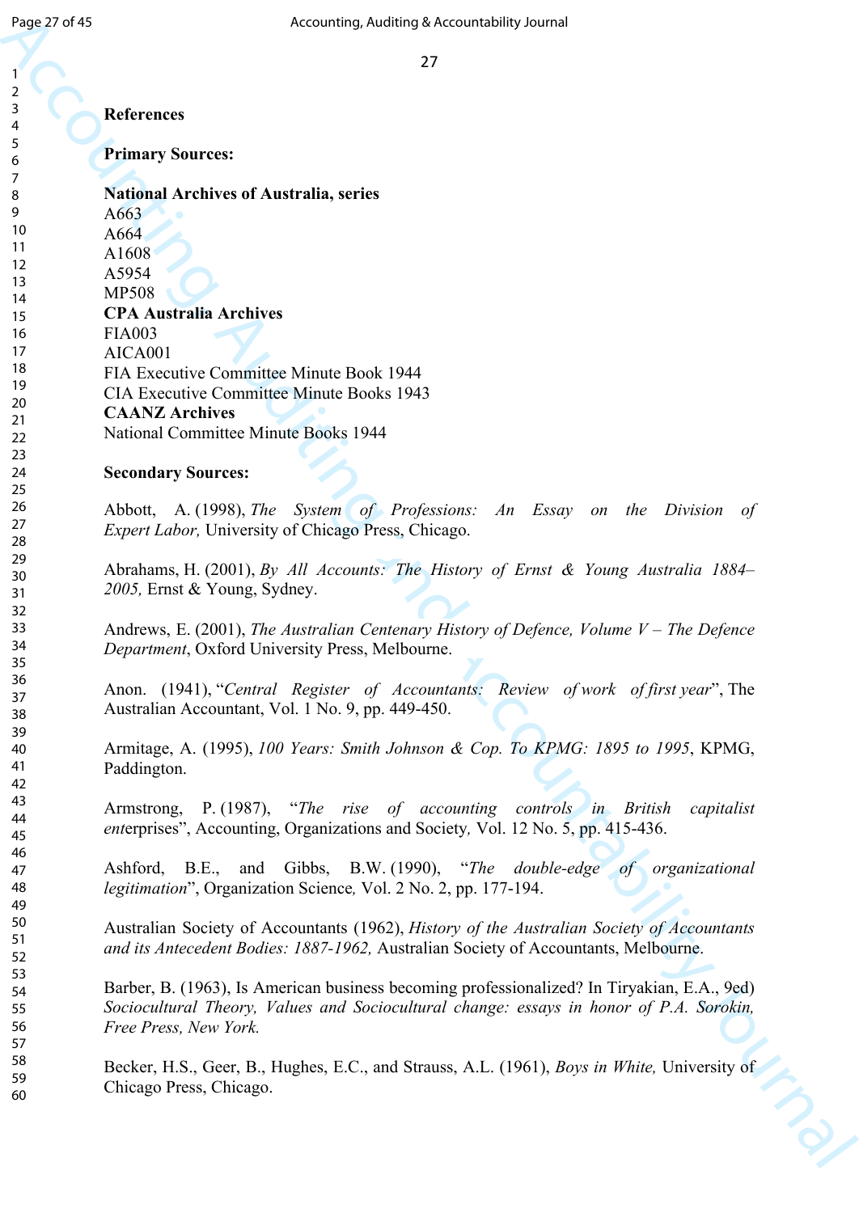## References

### Primary Sources:

**National Archives of Australia, series**
A663
A664
A1608
A5954
MP508
**CPA Australia Archives**
FIA003
AICA001
FIA Executive Committee Minute Book 1944
CIA Executive Committee Minute Books 1943
**CAANZ Archives**
National Committee Minute Books 1944

### Secondary Sources:

Abbott, A. (1998), *The System of Professions: An Essay on the Division of Expert Labor,* University of Chicago Press, Chicago.

Abrahams, H. (2001), *By All Accounts: The History of Ernst & Young Australia 1884–2005,* Ernst & Young, Sydney.

Andrews, E. (2001), *The Australian Centenary History of Defence, Volume V – The Defence Department*, Oxford University Press, Melbourne.

Anon. (1941), "*Central Register of Accountants: Review of work of first year*", The Australian Accountant, Vol. 1 No. 9, pp. 449-450.

Armitage, A. (1995), *100 Years: Smith Johnson & Cop. To KPMG: 1895 to 1995*, KPMG, Paddington.

Armstrong, P. (1987), "*The rise of accounting controls in British capitalist ent*erprises", Accounting, Organizations and Society*,* Vol. 12 No. 5, pp. 415-436.

Ashford, B.E., and Gibbs, B.W. (1990), "*The double-edge of organizational legitimation*", Organization Science*,* Vol. 2 No. 2, pp. 177-194.

Australian Society of Accountants (1962), *History of the Australian Society of Accountants and its Antecedent Bodies: 1887-1962,* Australian Society of Accountants, Melbourne.

Barber, B. (1963), Is American business becoming professionalized? In Tiryakian, E.A., 9ed) *Sociocultural Theory, Values and Sociocultural change: essays in honor of P.A. Sorokin, Free Press, New York.*

Becker, H.S., Geer, B., Hughes, E.C., and Strauss, A.L. (1961), *Boys in White,* University of Chicago Press, Chicago.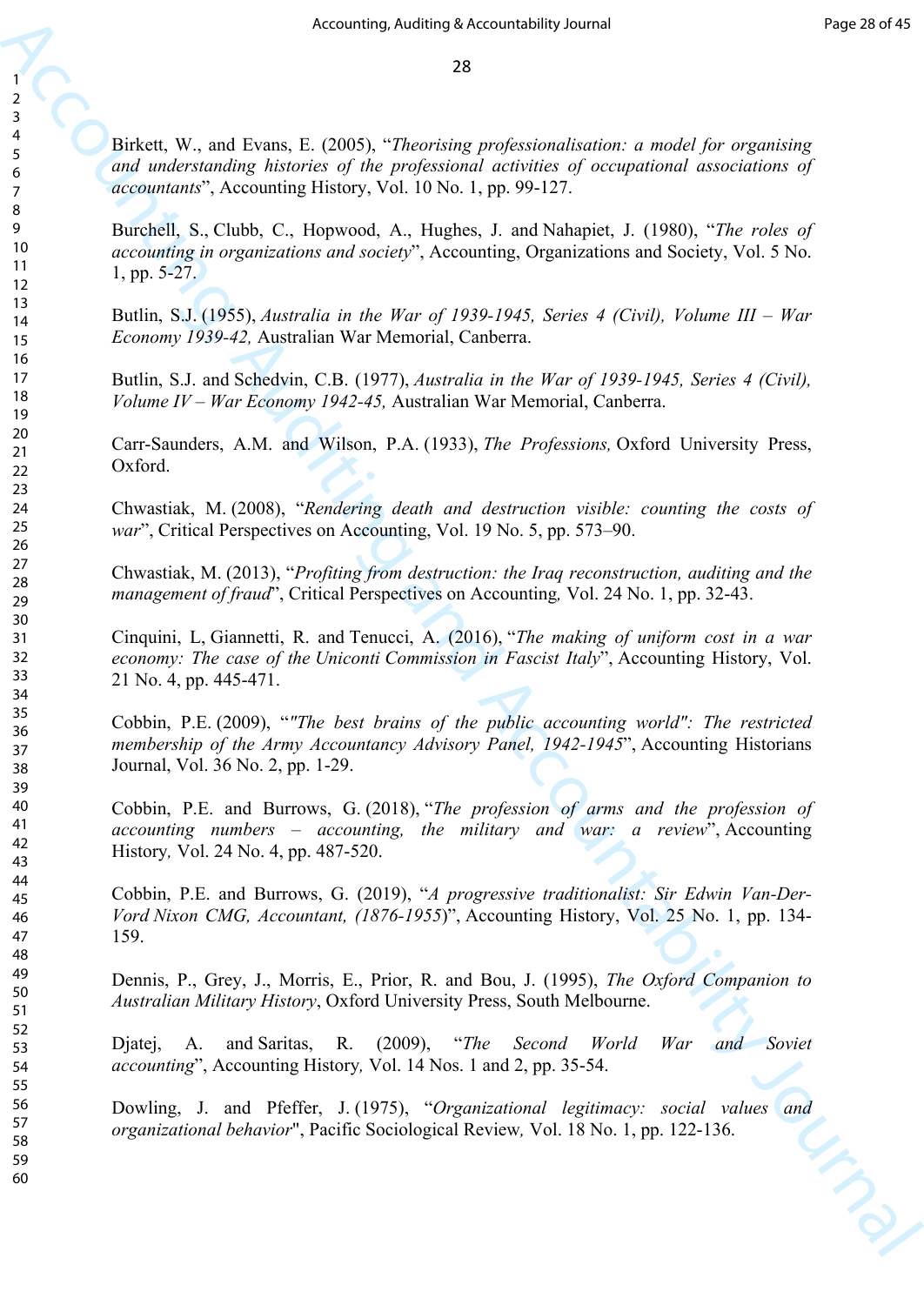Birkett, W., and Evans, E. (2005), "*Theorising professionalisation: a model for organising and understanding histories of the professional activities of occupational associations of accountants*", Accounting History, Vol. 10 No. 1, pp. 99-127.

Burchell, S., Clubb, C., Hopwood, A., Hughes, J. and Nahapiet, J. (1980), "*The roles of accounting in organizations and society*", Accounting, Organizations and Society, Vol. 5 No. 1, pp. 5-27.

Butlin, S.J. (1955), *Australia in the War of 1939-1945, Series 4 (Civil), Volume III – War Economy 1939-42,* Australian War Memorial, Canberra.

Butlin, S.J. and Schedvin, C.B. (1977), *Australia in the War of 1939-1945, Series 4 (Civil), Volume IV – War Economy 1942-45,* Australian War Memorial, Canberra.

Carr-Saunders, A.M. and Wilson, P.A. (1933), *The Professions,* Oxford University Press, Oxford.

Chwastiak, M. (2008), "*Rendering death and destruction visible: counting the costs of war*", Critical Perspectives on Accounting, Vol. 19 No. 5, pp. 573–90.

Chwastiak, M. (2013), "*Profiting from destruction: the Iraq reconstruction, auditing and the management of fraud*", Critical Perspectives on Accounting*,* Vol. 24 No. 1, pp. 32-43.

Cinquini, L, Giannetti, R. and Tenucci, A. (2016), "*The making of uniform cost in a war economy: The case of the Uniconti Commission in Fascist Italy*", Accounting History, Vol. 21 No. 4, pp. 445-471.

Cobbin, P.E. (2009), "*"The best brains of the public accounting world": The restricted membership of the Army Accountancy Advisory Panel, 1942-1945*", Accounting Historians Journal, Vol. 36 No. 2, pp. 1-29.

Cobbin, P.E. and Burrows, G. (2018), "*The profession of arms and the profession of accounting numbers – accounting, the military and war: a review*", Accounting History*,* Vol. 24 No. 4, pp. 487-520.

Cobbin, P.E. and Burrows, G. (2019), "*A progressive traditionalist: Sir Edwin Van-Der-Vord Nixon CMG, Accountant, (1876-1955)*", Accounting History, Vol. 25 No. 1, pp. 134-159.

Dennis, P., Grey, J., Morris, E., Prior, R. and Bou, J. (1995), *The Oxford Companion to Australian Military History*, Oxford University Press, South Melbourne.

Djatej, A. and Saritas, R. (2009), "*The Second World War and Soviet accounting*", Accounting History*,* Vol. 14 Nos. 1 and 2, pp. 35-54.

Dowling, J. and Pfeffer, J. (1975), "*Organizational legitimacy: social values and organizational behavior*", Pacific Sociological Review*,* Vol. 18 No. 1, pp. 122-136.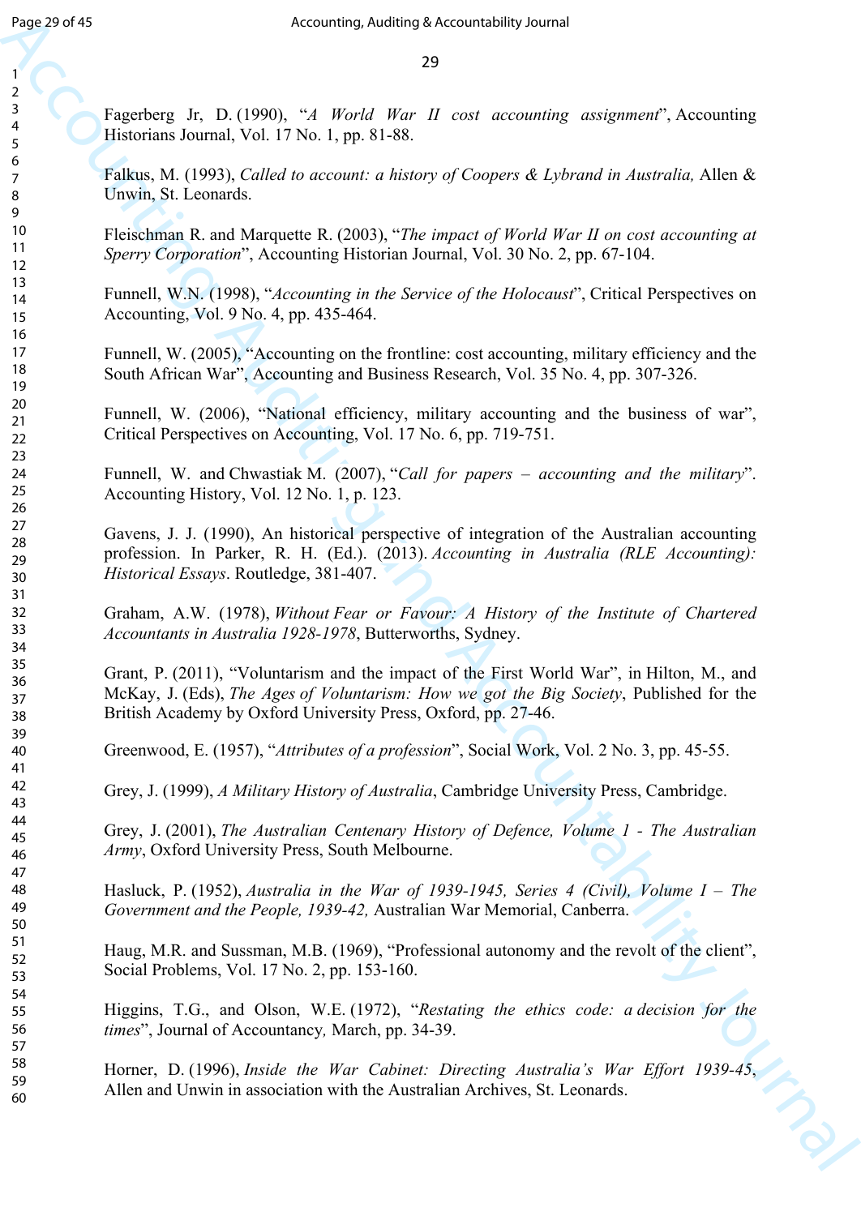Fagerberg Jr, D. (1990), "*A World War II cost accounting assignment*", Accounting Historians Journal, Vol. 17 No. 1, pp. 81-88.

Falkus, M. (1993), *Called to account: a history of Coopers & Lybrand in Australia,* Allen & Unwin, St. Leonards.

Fleischman R. and Marquette R. (2003), "*The impact of World War II on cost accounting at Sperry Corporation*", Accounting Historian Journal, Vol. 30 No. 2, pp. 67-104.

Funnell, W.N. (1998), "*Accounting in the Service of the Holocaust*", Critical Perspectives on Accounting, Vol. 9 No. 4, pp. 435-464.

Funnell, W. (2005), "Accounting on the frontline: cost accounting, military efficiency and the South African War", Accounting and Business Research, Vol. 35 No. 4, pp. 307-326.

Funnell, W. (2006), "National efficiency, military accounting and the business of war", Critical Perspectives on Accounting, Vol. 17 No. 6, pp. 719-751.

Funnell, W. and Chwastiak M. (2007), "*Call for papers – accounting and the military*". Accounting History, Vol. 12 No. 1, p. 123.

Gavens, J. J. (1990), An historical perspective of integration of the Australian accounting profession. In Parker, R. H. (Ed.). (2013). *Accounting in Australia (RLE Accounting): Historical Essays*. Routledge, 381-407.

Graham, A.W. (1978), *Without Fear or Favour: A History of the Institute of Chartered Accountants in Australia 1928-1978*, Butterworths, Sydney.

Grant, P. (2011), "Voluntarism and the impact of the First World War", in Hilton, M., and McKay, J. (Eds), *The Ages of Voluntarism: How we got the Big Society*, Published for the British Academy by Oxford University Press, Oxford, pp. 27-46.

Greenwood, E. (1957), "*Attributes of a profession*", Social Work, Vol. 2 No. 3, pp. 45-55.

Grey, J. (1999), *A Military History of Australia*, Cambridge University Press, Cambridge.

Grey, J. (2001), *The Australian Centenary History of Defence, Volume 1 - The Australian Army*, Oxford University Press, South Melbourne.

Hasluck, P. (1952), *Australia in the War of 1939-1945, Series 4 (Civil), Volume I – The Government and the People, 1939-42,* Australian War Memorial, Canberra.

Haug, M.R. and Sussman, M.B. (1969), "Professional autonomy and the revolt of the client", Social Problems, Vol. 17 No. 2, pp. 153-160.

Higgins, T.G., and Olson, W.E. (1972), "*Restating the ethics code: a decision for the times*", Journal of Accountancy, March, pp. 34-39.

Horner, D. (1996), *Inside the War Cabinet: Directing Australia's War Effort 1939-45*, Allen and Unwin in association with the Australian Archives, St. Leonards.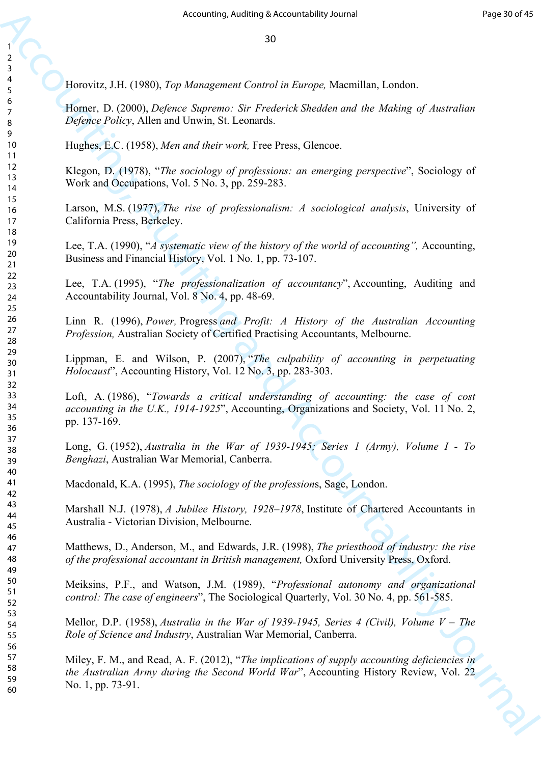Horovitz, J.H. (1980), *Top Management Control in Europe,* Macmillan, London.

Horner, D. (2000), *Defence Supremo: Sir Frederick Shedden and the Making of Australian Defence Policy*, Allen and Unwin, St. Leonards.

Hughes, E.C. (1958), *Men and their work,* Free Press, Glencoe.

Klegon, D. (1978), "*The sociology of professions: an emerging perspective*", Sociology of Work and Occupations, Vol. 5 No. 3, pp. 259-283.

Larson, M.S. (1977), *The rise of professionalism: A sociological analysis*, University of California Press, Berkeley.

Lee, T.A. (1990), "*A systematic view of the history of the world of accounting",* Accounting, Business and Financial History, Vol. 1 No. 1, pp. 73-107.

Lee, T.A. (1995), "*The professionalization of accountancy*", Accounting, Auditing and Accountability Journal, Vol. 8 No. 4, pp. 48-69.

Linn R. (1996), *Power,* Progress *and Profit: A History of the Australian Accounting Profession,* Australian Society of Certified Practising Accountants, Melbourne.

Lippman, E. and Wilson, P. (2007), "*The culpability of accounting in perpetuating Holocaust*", Accounting History, Vol. 12 No. 3, pp. 283-303.

Loft, A. (1986), "*Towards a critical understanding of accounting: the case of cost accounting in the U.K., 1914-1925*", Accounting, Organizations and Society, Vol. 11 No. 2, pp. 137-169.

Long, G. (1952), *Australia in the War of 1939-1945; Series 1 (Army), Volume I - To Benghazi*, Australian War Memorial, Canberra.

Macdonald, K.A. (1995), *The sociology of the profession*s, Sage, London.

Marshall N.J. (1978), *A Jubilee History, 1928–1978*, Institute of Chartered Accountants in Australia - Victorian Division, Melbourne.

Matthews, D., Anderson, M., and Edwards, J.R. (1998), *The priesthood of industry: the rise of the professional accountant in British management,* Oxford University Press, Oxford.

Meiksins, P.F., and Watson, J.M. (1989), "*Professional autonomy and organizational control: The case of engineers*", The Sociological Quarterly, Vol. 30 No. 4, pp. 561-585.

Mellor, D.P. (1958), *Australia in the War of 1939-1945, Series 4 (Civil), Volume V – The Role of Science and Industry*, Australian War Memorial, Canberra.

Miley, F. M., and Read, A. F. (2012), "*The implications of supply accounting deficiencies in the Australian Army during the Second World War*", Accounting History Review, Vol. 22 No. 1, pp. 73-91.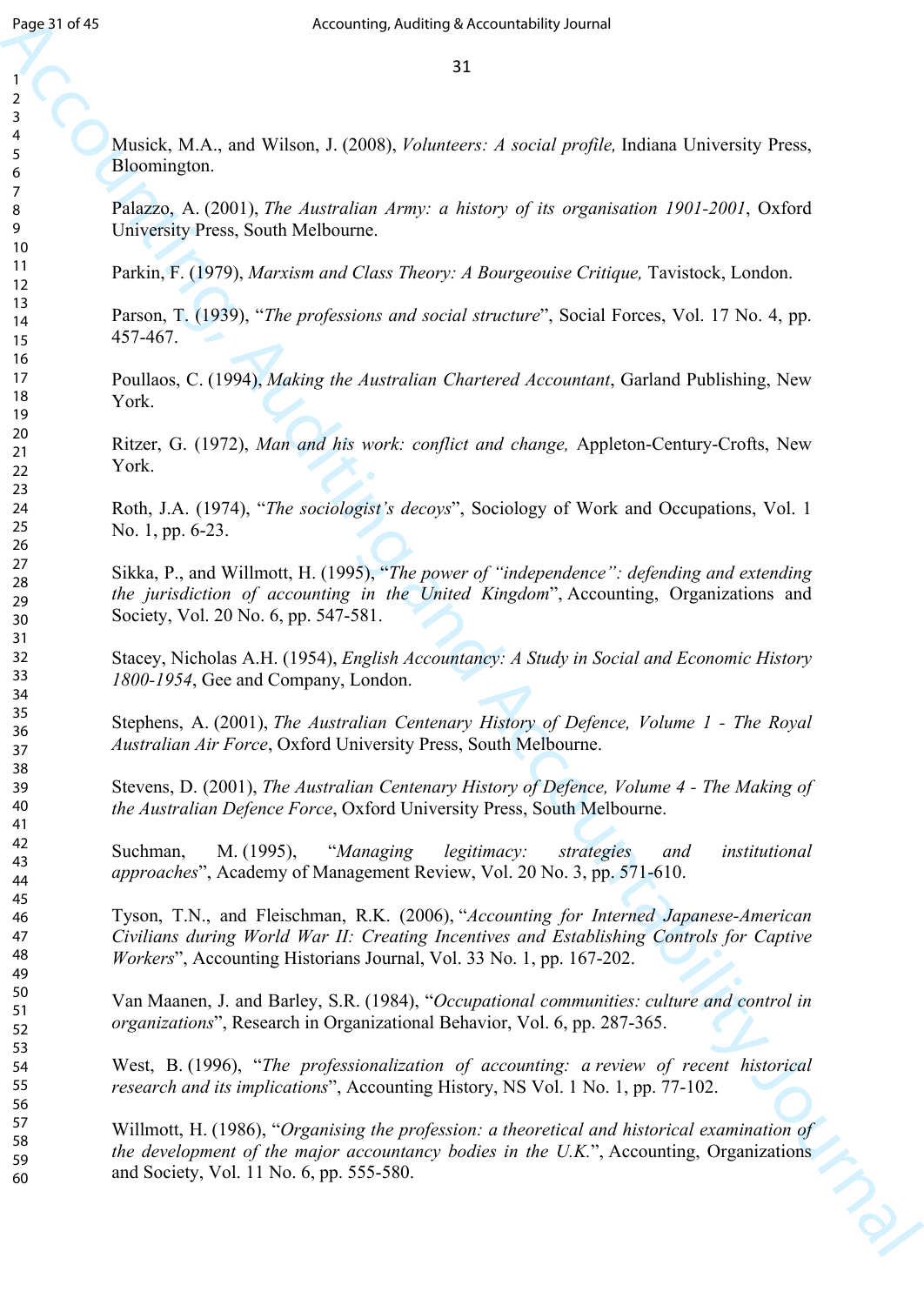Musick, M.A., and Wilson, J. (2008), *Volunteers: A social profile,* Indiana University Press, Bloomington.

Palazzo, A. (2001), *The Australian Army: a history of its organisation 1901-2001*, Oxford University Press, South Melbourne.

Parkin, F. (1979), *Marxism and Class Theory: A Bourgeouise Critique,* Tavistock, London.

Parson, T. (1939), "*The professions and social structure*", Social Forces, Vol. 17 No. 4, pp. 457-467.

Poullaos, C. (1994), *Making the Australian Chartered Accountant*, Garland Publishing, New York.

Ritzer, G. (1972), *Man and his work: conflict and change,* Appleton-Century-Crofts, New York.

Roth, J.A. (1974), "*The sociologist's decoys*", Sociology of Work and Occupations, Vol. 1 No. 1, pp. 6-23.

Sikka, P., and Willmott, H. (1995), "*The power of "independence": defending and extending the jurisdiction of accounting in the United Kingdom*", Accounting, Organizations and Society, Vol. 20 No. 6, pp. 547-581.

Stacey, Nicholas A.H. (1954), *English Accountancy: A Study in Social and Economic History 1800-1954*, Gee and Company, London.

Stephens, A. (2001), *The Australian Centenary History of Defence, Volume 1 - The Royal Australian Air Force*, Oxford University Press, South Melbourne.

Stevens, D. (2001), *The Australian Centenary History of Defence, Volume 4 - The Making of the Australian Defence Force*, Oxford University Press, South Melbourne.

Suchman, M. (1995), "*Managing legitimacy: strategies and institutional approaches*", Academy of Management Review, Vol. 20 No. 3, pp. 571-610.

Tyson, T.N., and Fleischman, R.K. (2006), "*Accounting for Interned Japanese-American Civilians during World War II: Creating Incentives and Establishing Controls for Captive Workers*", Accounting Historians Journal, Vol. 33 No. 1, pp. 167-202.

Van Maanen, J. and Barley, S.R. (1984), "*Occupational communities: culture and control in organizations*", Research in Organizational Behavior, Vol. 6, pp. 287-365.

West, B. (1996), "*The professionalization of accounting: a review of recent historical research and its implications*", Accounting History, NS Vol. 1 No. 1, pp. 77-102.

Willmott, H. (1986), "*Organising the profession: a theoretical and historical examination of the development of the major accountancy bodies in the U.K.*", Accounting, Organizations and Society, Vol. 11 No. 6, pp. 555-580.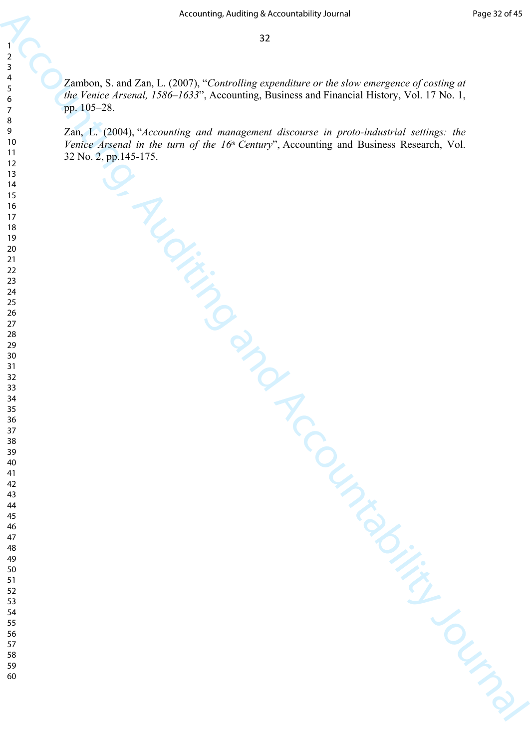Zambon, S. and Zan, L. (2007), "*Controlling expenditure or the slow emergence of costing at the Venice Arsenal, 1586–1633*", Accounting, Business and Financial History, Vol. 17 No. 1, pp. 105–28.

Zan, L. (2004), "*Accounting and management discourse in proto-industrial settings: the Venice Arsenal in the turn of the 16th Century*", Accounting and Business Research, Vol. 32 No. 2, pp.145-175.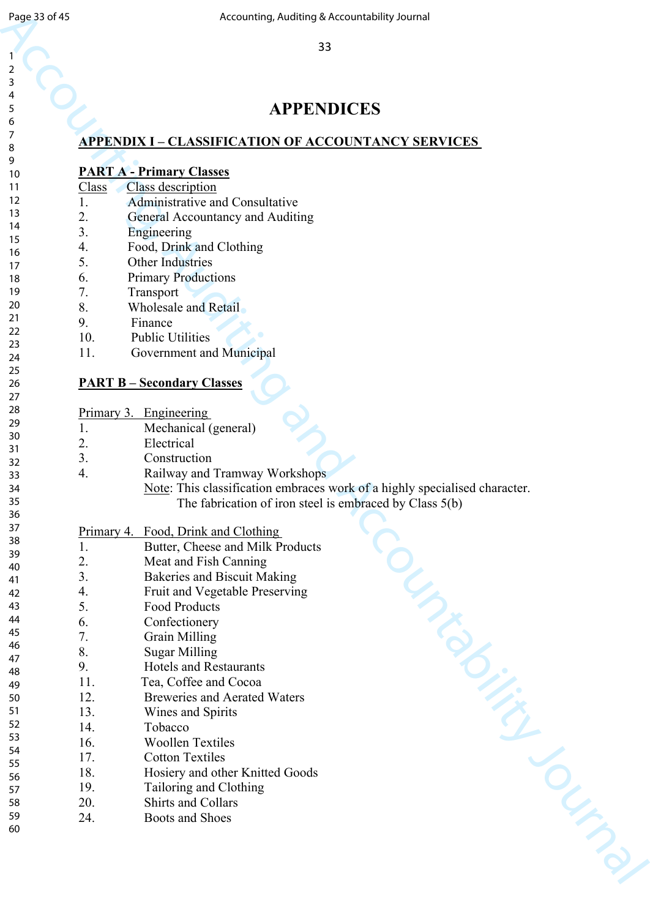# APPENDICES

## APPENDIX I – CLASSIFICATION OF ACCOUNTANCY SERVICES

### PART A - Primary Classes

| Class | Class description |
|---|---|
| 1. | Administrative and Consultative |
| 2. | General Accountancy and Auditing |
| 3. | Engineering |
| 4. | Food, Drink and Clothing |
| 5. | Other Industries |
| 6. | Primary Productions |
| 7. | Transport |
| 8. | Wholesale and Retail |
| 9. | Finance |
| 10. | Public Utilities |
| 11. | Government and Municipal |

### PART B – Secondary Classes

Primary 3. Engineering

1. Mechanical (general)
2. Electrical
3. Construction
4. Railway and Tramway Workshops

   Note: This classification embraces work of a highly specialised character. The fabrication of iron steel is embraced by Class 5(b)

Primary 4. Food, Drink and Clothing

1. Butter, Cheese and Milk Products
2. Meat and Fish Canning
3. Bakeries and Biscuit Making
4. Fruit and Vegetable Preserving
5. Food Products
6. Confectionery
7. Grain Milling
8. Sugar Milling
9. Hotels and Restaurants

11. Tea, Coffee and Cocoa
12. Breweries and Aerated Waters
13. Wines and Spirits
14. Tobacco

16. Woollen Textiles
17. Cotton Textiles
18. Hosiery and other Knitted Goods
19. Tailoring and Clothing
20. Shirts and Collars

24. Boots and Shoes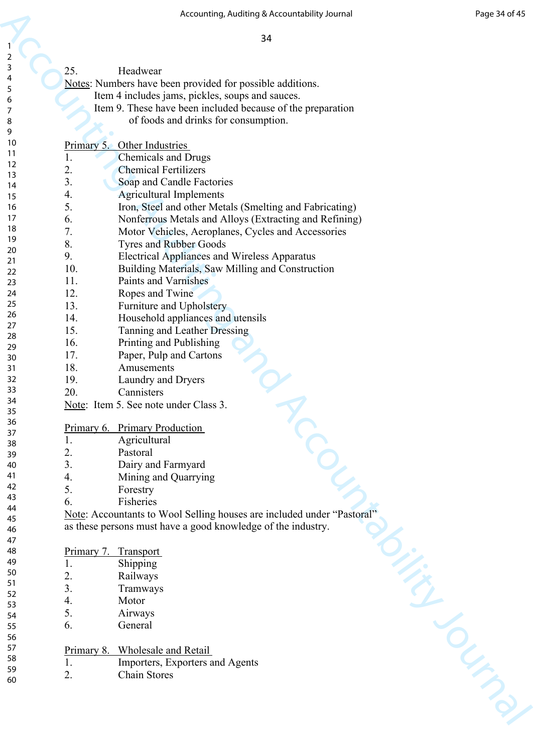25. Headwear

Notes: Numbers have been provided for possible additions.
Item 4 includes jams, pickles, soups and sauces.
Item 9. These have been included because of the preparation of foods and drinks for consumption.

Primary 5. Other Industries

1. Chemicals and Drugs
2. Chemical Fertilizers
3. Soap and Candle Factories
4. Agricultural Implements
5. Iron, Steel and other Metals (Smelting and Fabricating)
6. Nonferrous Metals and Alloys (Extracting and Refining)
7. Motor Vehicles, Aeroplanes, Cycles and Accessories
8. Tyres and Rubber Goods
9. Electrical Appliances and Wireless Apparatus
10. Building Materials, Saw Milling and Construction
11. Paints and Varnishes
12. Ropes and Twine
13. Furniture and Upholstery
14. Household appliances and utensils
15. Tanning and Leather Dressing
16. Printing and Publishing
17. Paper, Pulp and Cartons
18. Amusements
19. Laundry and Dryers
20. Cannisters

Note: Item 5. See note under Class 3.

Primary 6. Primary Production

1. Agricultural
2. Pastoral
3. Dairy and Farmyard
4. Mining and Quarrying
5. Forestry
6. Fisheries

Note: Accountants to Wool Selling houses are included under "Pastoral" as these persons must have a good knowledge of the industry.

Primary 7. Transport

1. Shipping
2. Railways
3. Tramways
4. Motor
5. Airways
6. General

Primary 8. Wholesale and Retail

1. Importers, Exporters and Agents
2. Chain Stores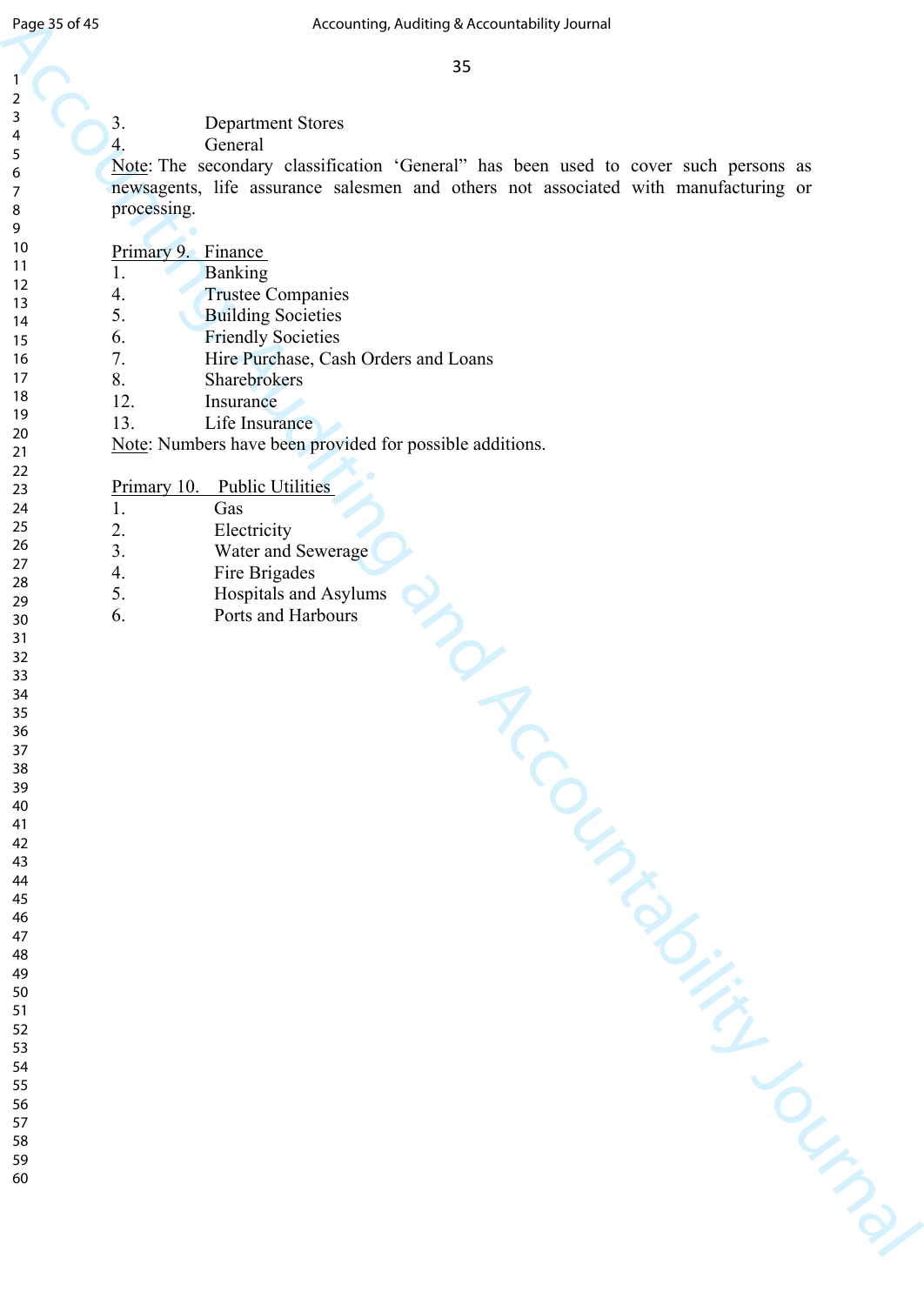3. Department Stores
4. General

Note: The secondary classification 'General" has been used to cover such persons as newsagents, life assurance salesmen and others not associated with manufacturing or processing.

Primary 9. Finance

1. Banking
4. Trustee Companies
5. Building Societies
6. Friendly Societies
7. Hire Purchase, Cash Orders and Loans
8. Sharebrokers
12. Insurance
13. Life Insurance

Note: Numbers have been provided for possible additions.

Primary 10. Public Utilities

1. Gas
2. Electricity
3. Water and Sewerage
4. Fire Brigades
5. Hospitals and Asylums
6. Ports and Harbours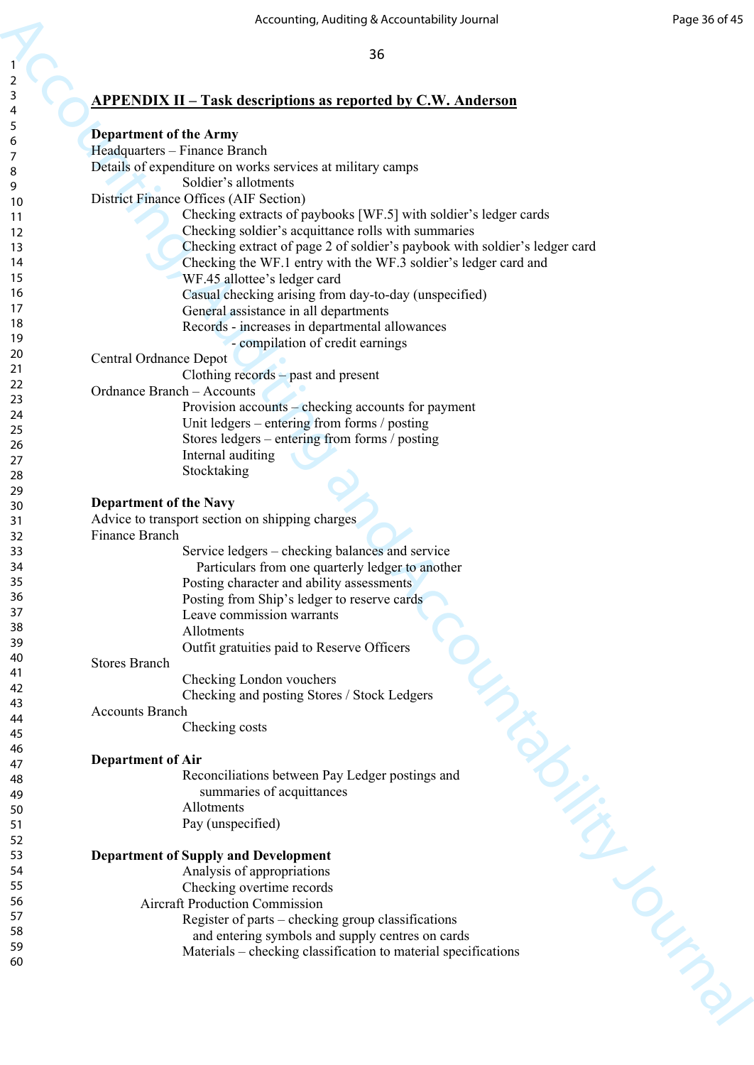## APPENDIX II – Task descriptions as reported by C.W. Anderson

**Department of the Army**

Headquarters – Finance Branch

Details of expenditure on works services at military camps

- Soldier's allotments

District Finance Offices (AIF Section)

- Checking extracts of paybooks [WF.5] with soldier's ledger cards
- Checking soldier's acquittance rolls with summaries
- Checking extract of page 2 of soldier's paybook with soldier's ledger card
- Checking the WF.1 entry with the WF.3 soldier's ledger card and WF.45 allottee's ledger card
- Casual checking arising from day-to-day (unspecified)
- General assistance in all departments
- Records - increases in departmental allowances
  - compilation of credit earnings

Central Ordnance Depot

- Clothing records – past and present

Ordnance Branch – Accounts

- Provision accounts – checking accounts for payment
- Unit ledgers – entering from forms / posting
- Stores ledgers – entering from forms / posting
- Internal auditing
- Stocktaking

**Department of the Navy**

Advice to transport section on shipping charges

Finance Branch

- Service ledgers – checking balances and service Particulars from one quarterly ledger to another
- Posting character and ability assessments
- Posting from Ship's ledger to reserve cards
- Leave commission warrants
- Allotments
- Outfit gratuities paid to Reserve Officers

Stores Branch

- Checking London vouchers
- Checking and posting Stores / Stock Ledgers

Accounts Branch

- Checking costs

**Department of Air**

- Reconciliations between Pay Ledger postings and summaries of acquittances
- Allotments
- Pay (unspecified)

**Department of Supply and Development**

- Analysis of appropriations
- Checking overtime records

Aircraft Production Commission

- Register of parts – checking group classifications and entering symbols and supply centres on cards
- Materials – checking classification to material specifications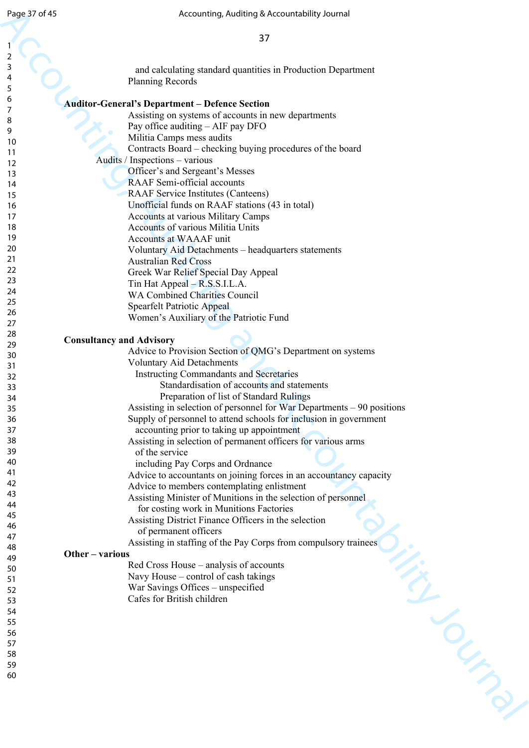and calculating standard quantities in Production Department Planning Records

**Auditor-General's Department – Defence Section**

- Assisting on systems of accounts in new departments
- Pay office auditing – AIF pay DFO
- Militia Camps mess audits
- Contracts Board – checking buying procedures of the board

Audits / Inspections – various

- Officer's and Sergeant's Messes
- RAAF Semi-official accounts
- RAAF Service Institutes (Canteens)
- Unofficial funds on RAAF stations (43 in total)
- Accounts at various Military Camps
- Accounts of various Militia Units
- Accounts at WAAAF unit
- Voluntary Aid Detachments – headquarters statements
- Australian Red Cross
- Greek War Relief Special Day Appeal
- Tin Hat Appeal – R.S.S.I.L.A.
- WA Combined Charities Council
- Spearfelt Patriotic Appeal
- Women's Auxiliary of the Patriotic Fund

**Consultancy and Advisory**

- Advice to Provision Section of QMG's Department on systems
- Voluntary Aid Detachments
  - Instructing Commandants and Secretaries
    - Standardisation of accounts and statements
    - Preparation of list of Standard Rulings
- Assisting in selection of personnel for War Departments – 90 positions
- Supply of personnel to attend schools for inclusion in government accounting prior to taking up appointment
- Assisting in selection of permanent officers for various arms of the service including Pay Corps and Ordnance
- Advice to accountants on joining forces in an accountancy capacity
- Advice to members contemplating enlistment
- Assisting Minister of Munitions in the selection of personnel for costing work in Munitions Factories
- Assisting District Finance Officers in the selection of permanent officers
- Assisting in staffing of the Pay Corps from compulsory trainees

**Other – various**

- Red Cross House – analysis of accounts
- Navy House – control of cash takings
- War Savings Offices – unspecified
- Cafes for British children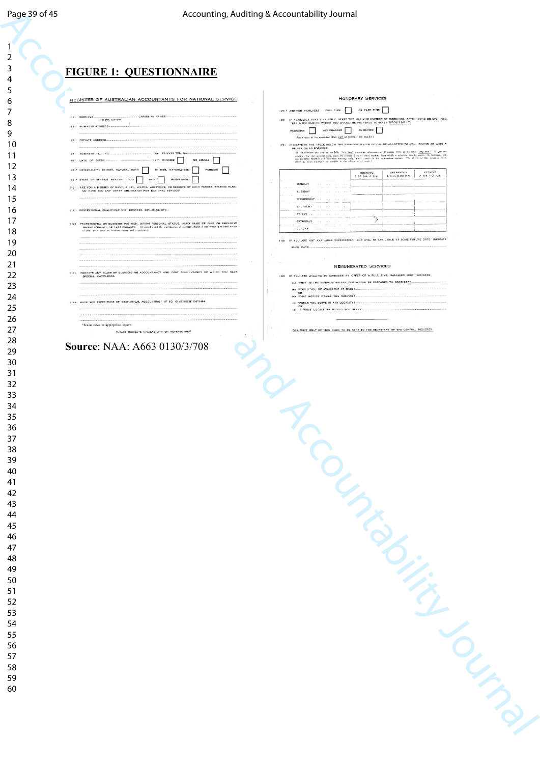# FIGURE 1: QUESTIONNAIRE

REGISTER OF AUSTRALIAN ACCOUNTANTS FOR NATIONAL SERVICE

(1) SURNAME (BLOCK LETTERS) .......... CHRISTIAN NAMES ..........

(2) BUSINESS ADDRESS ..........

(3) PRIVATE ADDRESS ..........

(4) BUSINESS TEL. NO. .......... (5) PRIVATE TEL. NO. ..........

(6) DATE OF BIRTH .......... (7)* MARRIED ☐ OR SINGLE ☐

(8)* NATIONALITY: BRITISH, NATURAL BORN ☐ BRITISH, NATURALISED ☐ FOREIGN ☐

(9)* STATE OF GENERAL HEALTH: GOOD ☐ BAD ☐ INDIFFERENT ☐

(10) ARE YOU A MEMBER OF NAVY, A.I.F., MILITIA, AIR FORCE, OR RESERVE OF SUCH FORCES, STATING RANK, OR HAVE YOU ANY OTHER OBLIGATION FOR NATIONAL SERVICE?

(11) PROFESSIONAL QUALIFICATIONS, DEGREES, DIPLOMAS, ETC.:

(12) PROFESSIONAL OR BUSINESS POSITION, GIVING PERSONAL STATUS, ALSO NAME OF FIRM OR EMPLOYER WHERE ENGAGED OR LAST ENGAGED. (It would assist the classification of assistant offered if you would give brief details of your professional or business duties and experience)

(13) INDICATE ANY CLASS OF BUSINESS OR ACCOUNTANCY AND COST ACCOUNTANCY OF WHICH YOU HAVE SPECIAL KNOWLEDGE:

(14) HAVE YOU EXPERIENCE OF MECHANICAL ACCOUNTING? IF SO, GIVE BRIEF DETAILS:

\* Insert cross in appropriate square.

PLEASE INDICATE AVAILABILITY ON REVERSE SIDE

HONORARY SERVICES

(15)* ARE YOU AVAILABLE FULL TIME ☐ OR PART TIME ☐

(16) IF AVAILABLE PART TIME ONLY, STATE THE MAXIMUM NUMBER OF MORNINGS, AFTERNOONS OR EVENINGS PER WEEK DURING WHICH YOU WOULD BE PREPARED TO SERVE REGULARLY.

MORNINGS ☐ AFTERNOONS ☐ EVENINGS ☐

(Attendances at the appointed place must be punctual and regular.)

(17) INDICATE IN THE TABLE BELOW THE SESSIONS WHICH COULD BE ALLOTTED TO YOU, GIVING AS WIDE A SELECTION AS POSSIBLE.

(If for example you can be available "any two" mornings, afternoons or evenings, write in the table "any two." If you are available for two sessions only, mark by crosses three or more sessions from which a selection can be made. If, however, you are available Monday and Thursday evenings only, insert crosses in the appropriate spaces. The object of this question is to allow as much elasticity as possible in the allotment of work.)

| | MORNING 9.30 A.M.–1 P.M. | AFTERNOON 2 P.M.–5.30 P.M. | EVENING 7 P.M.–10 P.M. |
|---|---|---|---|
| MONDAY | | | |
| TUESDAY | | | |
| WEDNESDAY | | | |
| THURSDAY | | | |
| FRIDAY | | | |
| SATURDAY | | | |
| SUNDAY | | | |

(18) IF YOU ARE NOT AVAILABLE IMMEDIATELY, AND WILL BE AVAILABLE AT SOME FUTURE DATE, INDICATE SUCH DATE ..........

REMUNERATED SERVICES

(19) IF YOU ARE WILLING TO CONSIDER AN OFFER OF A FULL TIME, SALARIED POST, INDICATE

(A) WHAT IS THE MINIMUM SALARY YOU WOULD BE PREPARED TO CONSIDER? ..........

(B) WOULD YOU BE AVAILABLE AT ONCE? .......... OR

(C) WHAT NOTICE WOULD YOU REQUIRE? ..........

(D) WOULD YOU SERVE IN ANY LOCALITY? .......... OR

(E) IN WHAT LOCALITIES WOULD YOU SERVE? ..........

ONE COPY ONLY OF THIS FORM TO BE SENT TO THE SECRETARY OF THE CENTRAL REGISTER.

**Source**: NAA: A663 0130/3/708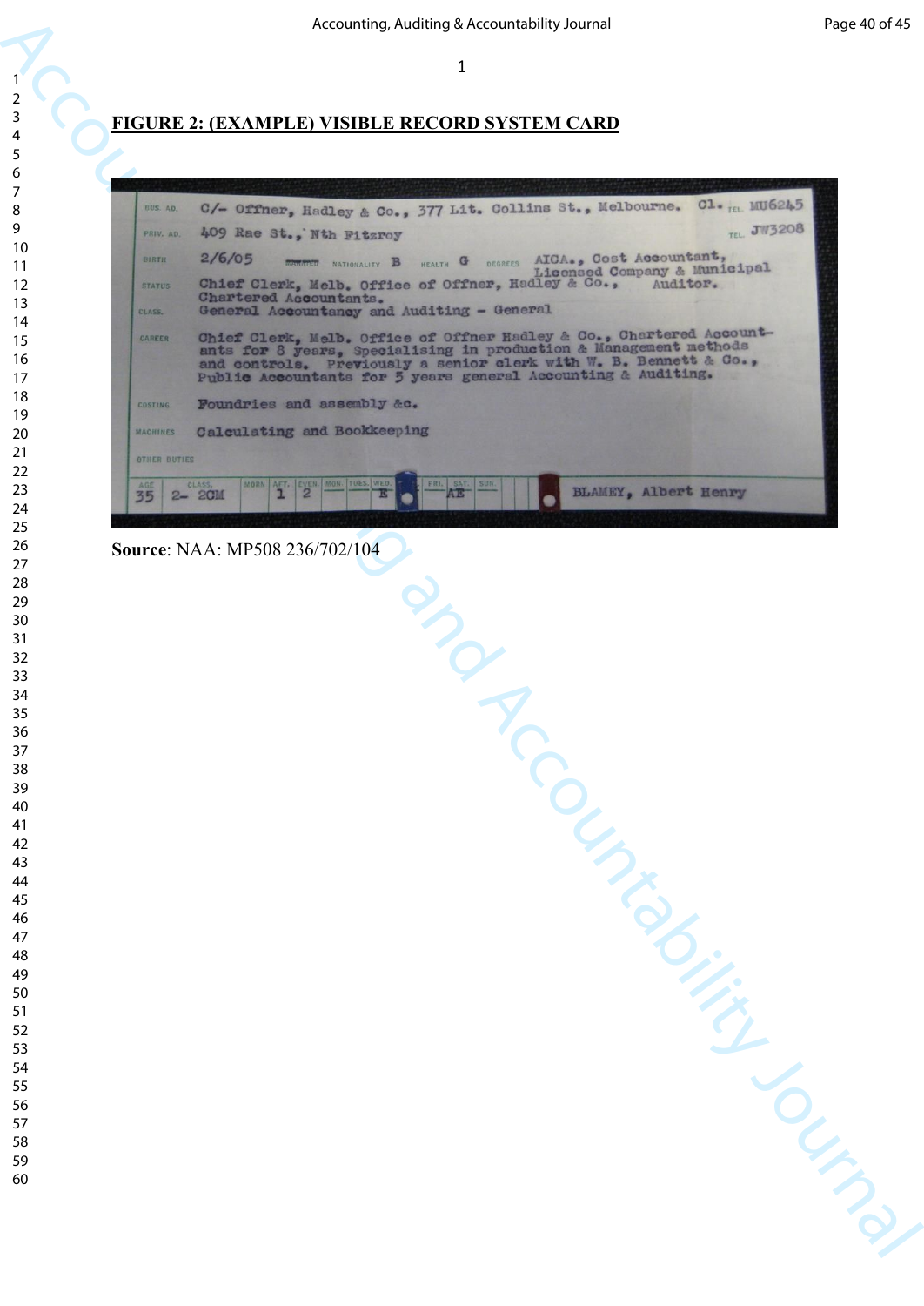**FIGURE 2: (EXAMPLE) VISIBLE RECORD SYSTEM CARD**

BUS. AD. C/- Offner, Hadley & Co., 377 Lit. Collins St., Melbourne. C1. TEL. MU6245

PRIV. AD. 409 Rae St., Nth Fitzroy TEL. JW3208

BIRTH 2/6/05 MARRIED NATIONALITY B HEALTH G DEGREES AICA., Cost Accountant, Licensed Company & Municipal Auditor.

STATUS Chief Clerk, Melb. Office of Offner, Hadley & Co., Chartered Accountants.

CLASS. General Accountancy and Auditing - General

CAREER Chief Clerk, Melb. Office of Offner Hadley & Co., Chartered Accountants for 8 years, Specialising in production & Management methods and controls. Previously a senior clerk with W. B. Bennett & Co., Public Accountants for 5 years general Accounting & Auditing.

COSTING Foundries and assembly &c.

MACHINES Calculating and Bookkeeping

OTHER DUTIES

AGE 35 CLASS. 2- 2CM MORN AFT. 1 EVEN. 2 MON. TUES. WED. E FRI. SAT. AE SUN. BLAMEY, Albert Henry

**Source**: NAA: MP508 236/702/104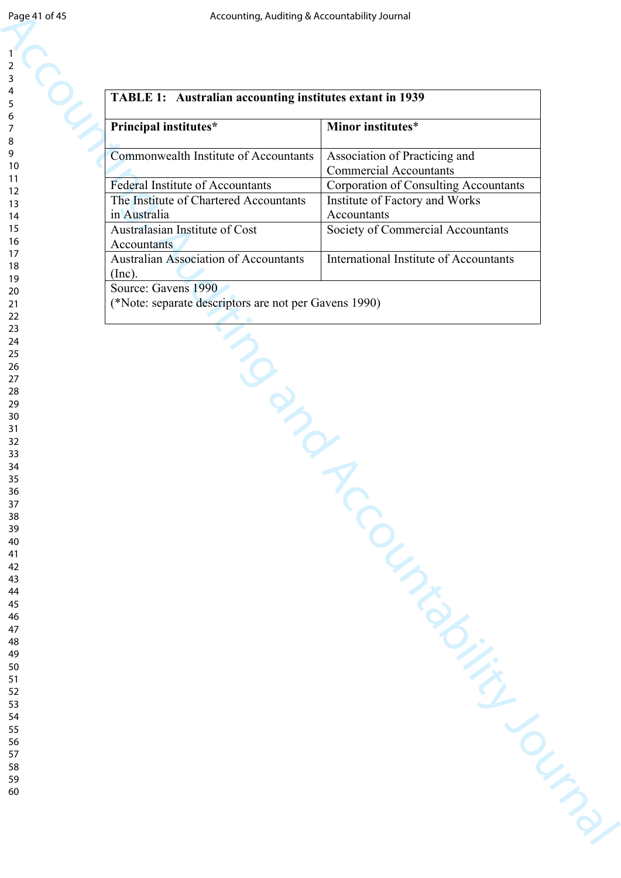**TABLE 1: Australian accounting institutes extant in 1939**

| Principal institutes* | Minor institutes* |
|---|---|
| Commonwealth Institute of Accountants | Association of Practicing and Commercial Accountants |
| Federal Institute of Accountants | Corporation of Consulting Accountants |
| The Institute of Chartered Accountants in Australia | Institute of Factory and Works Accountants |
| Australasian Institute of Cost Accountants | Society of Commercial Accountants |
| Australian Association of Accountants (Inc). | International Institute of Accountants |

Source: Gavens 1990
(*Note: separate descriptors are not per Gavens 1990)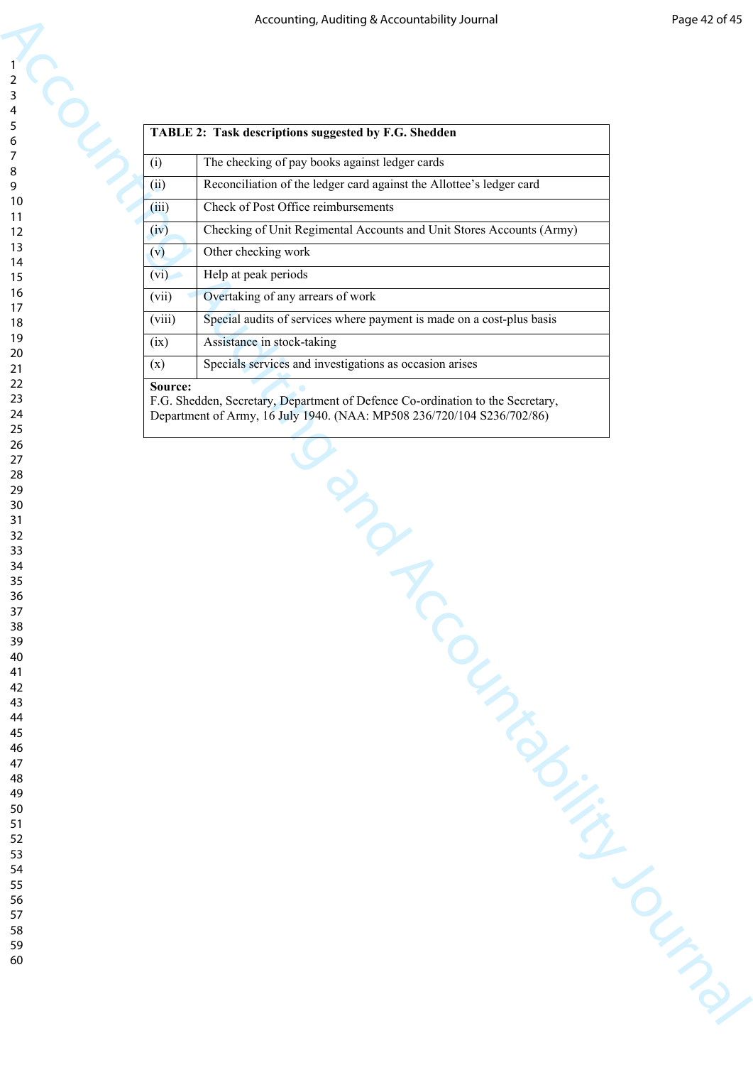| TABLE 2: Task descriptions suggested by F.G. Shedden | |
|---|---|
| (i) | The checking of pay books against ledger cards |
| (ii) | Reconciliation of the ledger card against the Allottee's ledger card |
| (iii) | Check of Post Office reimbursements |
| (iv) | Checking of Unit Regimental Accounts and Unit Stores Accounts (Army) |
| (v) | Other checking work |
| (vi) | Help at peak periods |
| (vii) | Overtaking of any arrears of work |
| (viii) | Special audits of services where payment is made on a cost-plus basis |
| (ix) | Assistance in stock-taking |
| (x) | Specials services and investigations as occasion arises |

**Source:**
F.G. Shedden, Secretary, Department of Defence Co-ordination to the Secretary, Department of Army, 16 July 1940. (NAA: MP508 236/720/104 S236/702/86)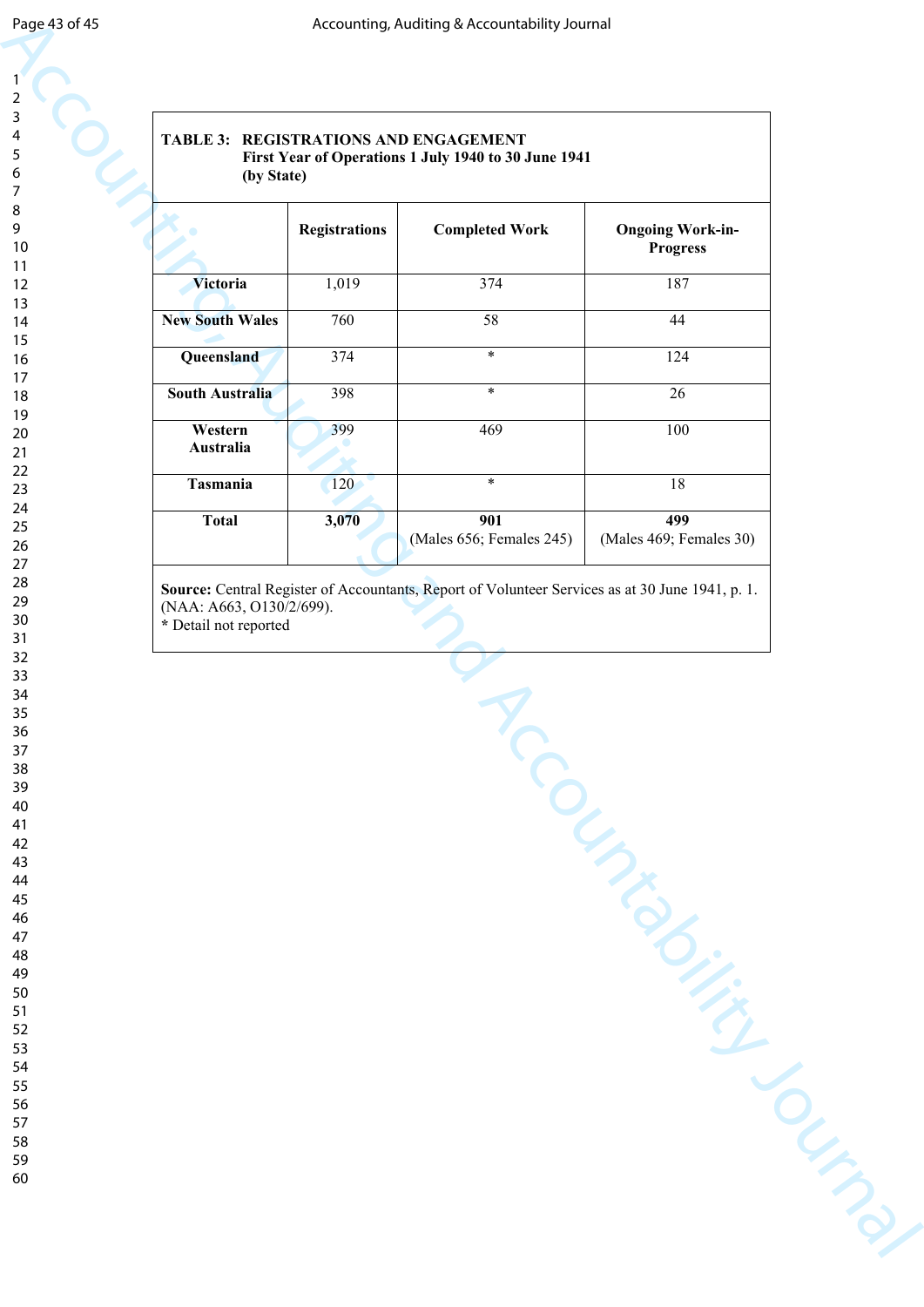**TABLE 3: REGISTRATIONS AND ENGAGEMENT**
**First Year of Operations 1 July 1940 to 30 June 1941**
**(by State)**

| | Registrations | Completed Work | Ongoing Work-in-Progress |
|---|---|---|---|
| **Victoria** | 1,019 | 374 | 187 |
| **New South Wales** | 760 | 58 | 44 |
| **Queensland** | 374 | * | 124 |
| **South Australia** | 398 | * | 26 |
| **Western Australia** | 399 | 469 | 100 |
| **Tasmania** | 120 | * | 18 |
| **Total** | **3,070** | **901** (Males 656; Females 245) | **499** (Males 469; Females 30) |

**Source:** Central Register of Accountants, Report of Volunteer Services as at 30 June 1941, p. 1. (NAA: A663, O130/2/699).
* Detail not reported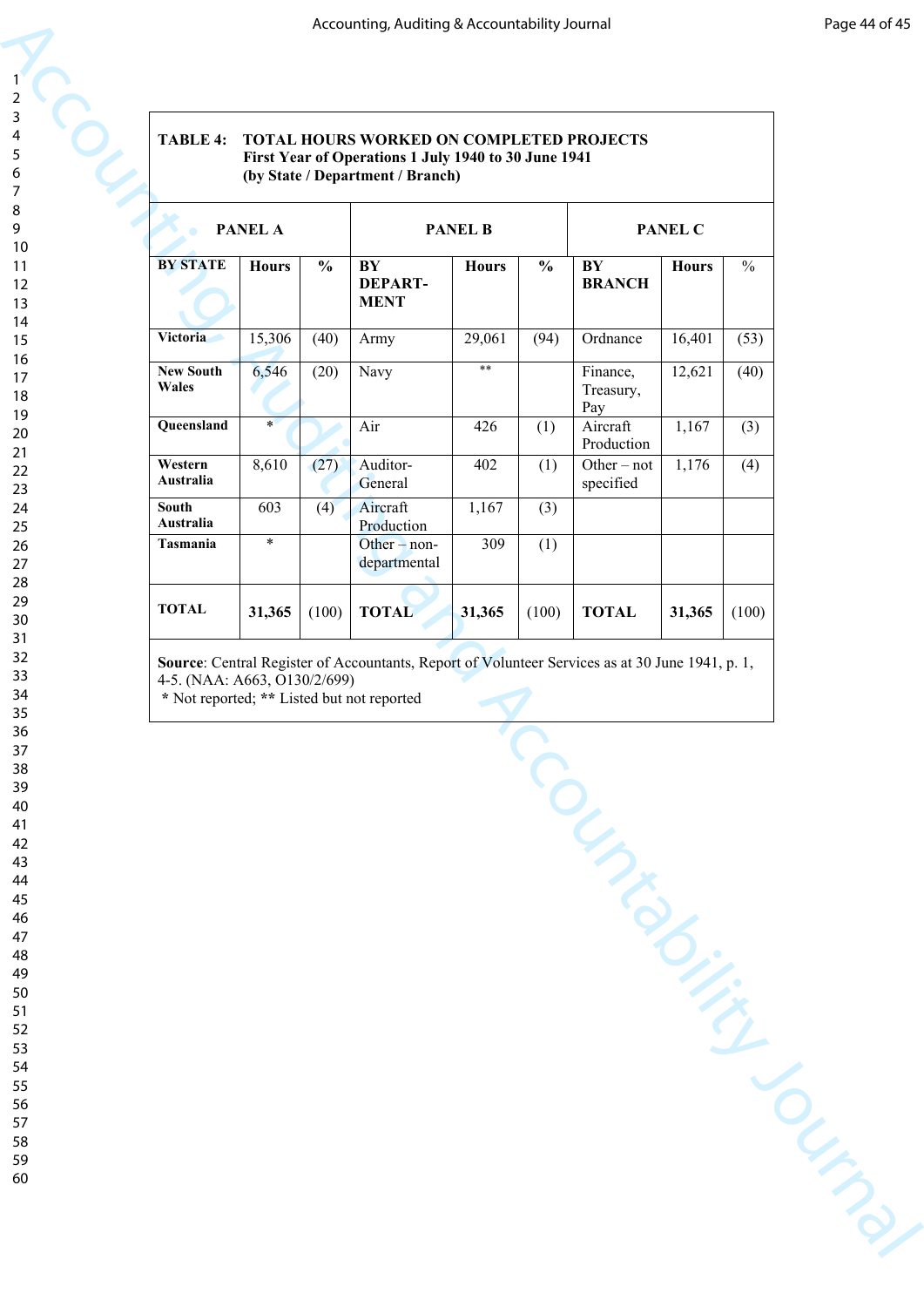**TABLE 4: TOTAL HOURS WORKED ON COMPLETED PROJECTS**
**First Year of Operations 1 July 1940 to 30 June 1941**
**(by State / Department / Branch)**

| PANEL A | | | PANEL B | | | PANEL C | | |
|---|---|---|---|---|---|---|---|---|
| **BY STATE** | **Hours** | **%** | **BY DEPART-MENT** | **Hours** | **%** | **BY BRANCH** | **Hours** | **%** |
| **Victoria** | 15,306 | (40) | Army | 29,061 | (94) | Ordnance | 16,401 | (53) |
| **New South Wales** | 6,546 | (20) | Navy | ** | | Finance, Treasury, Pay | 12,621 | (40) |
| **Queensland** | * | | Air | 426 | (1) | Aircraft Production | 1,167 | (3) |
| **Western Australia** | 8,610 | (27) | Auditor-General | 402 | (1) | Other – not specified | 1,176 | (4) |
| **South Australia** | 603 | (4) | Aircraft Production | 1,167 | (3) | | | |
| **Tasmania** | * | | Other – non-departmental | 309 | (1) | | | |
| **TOTAL** | **31,365** | (100) | **TOTAL** | **31,365** | (100) | **TOTAL** | **31,365** | (100) |

**Source**: Central Register of Accountants, Report of Volunteer Services as at 30 June 1941, p. 1, 4-5. (NAA: A663, O130/2/699)
* Not reported; ** Listed but not reported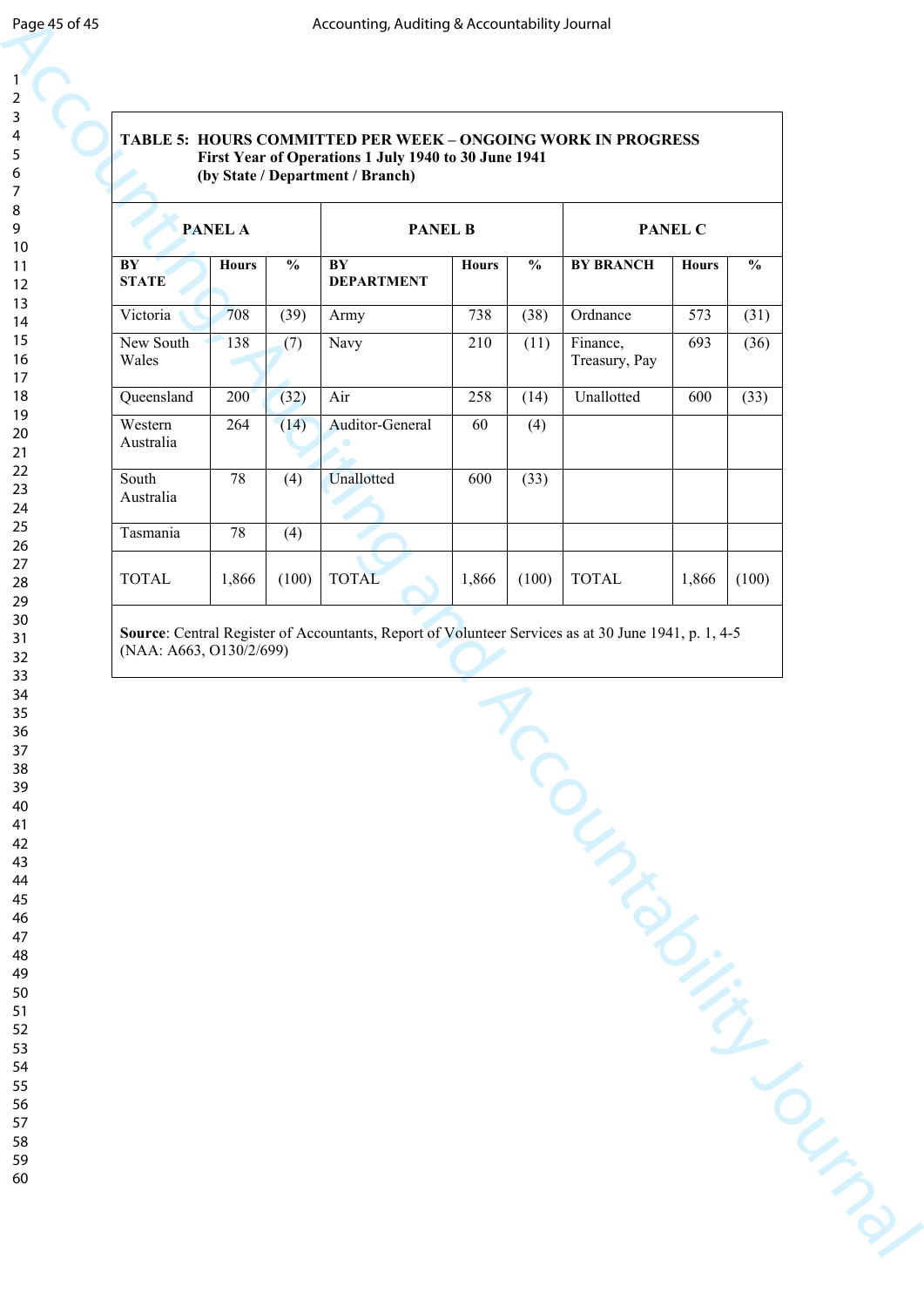**TABLE 5: HOURS COMMITTED PER WEEK – ONGOING WORK IN PROGRESS**
**First Year of Operations 1 July 1940 to 30 June 1941**
**(by State / Department / Branch)**

| PANEL A | | | PANEL B | | | PANEL C | | |
|---|---|---|---|---|---|---|---|---|
| **BY STATE** | **Hours** | **%** | **BY DEPARTMENT** | **Hours** | **%** | **BY BRANCH** | **Hours** | **%** |
| Victoria | 708 | (39) | Army | 738 | (38) | Ordnance | 573 | (31) |
| New South Wales | 138 | (7) | Navy | 210 | (11) | Finance, Treasury, Pay | 693 | (36) |
| Queensland | 200 | (32) | Air | 258 | (14) | Unallotted | 600 | (33) |
| Western Australia | 264 | (14) | Auditor-General | 60 | (4) | | | |
| South Australia | 78 | (4) | Unallotted | 600 | (33) | | | |
| Tasmania | 78 | (4) | | | | | | |
| TOTAL | 1,866 | (100) | TOTAL | 1,866 | (100) | TOTAL | 1,866 | (100) |

**Source**: Central Register of Accountants, Report of Volunteer Services as at 30 June 1941, p. 1, 4-5 (NAA: A663, O130/2/699)